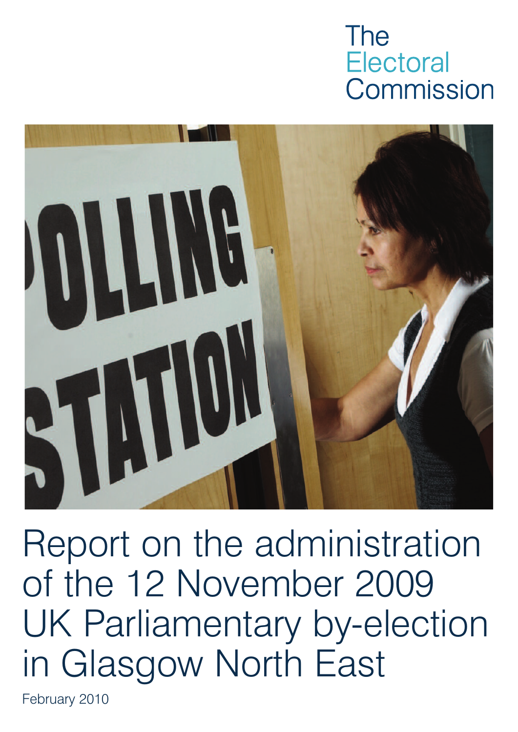The Electoral Commission

# Report on the administration of the 12 November 2009 UK Parliamentary by-election in Glasgow North East

February 2010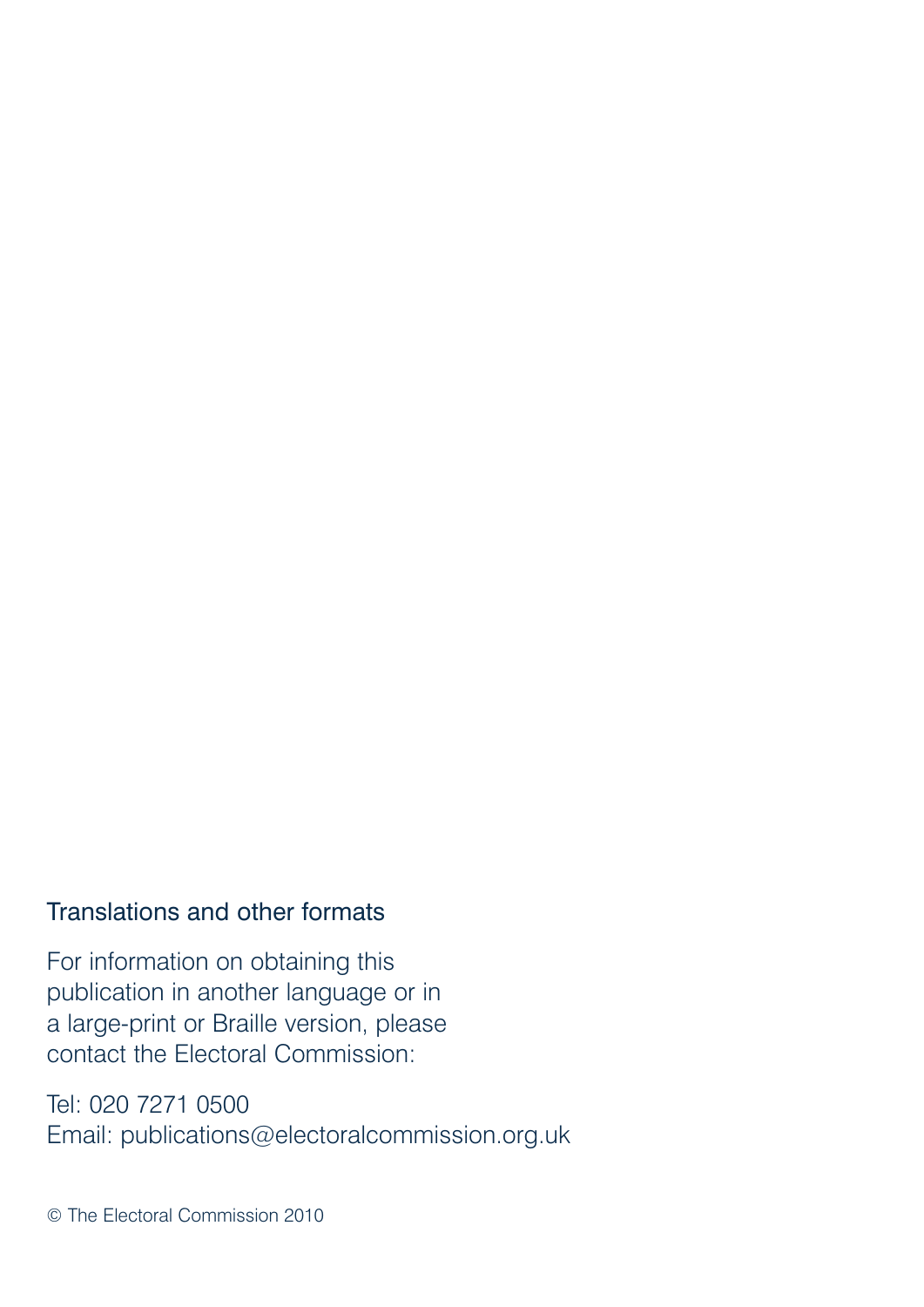### Translations and other formats

For information on obtaining this publication in another language or in a large-print or Braille version, please contact the Electoral Commission:

Tel: 020 7271 0500
Email: publications@electoralcommission.org.uk

© The Electoral Commission 2010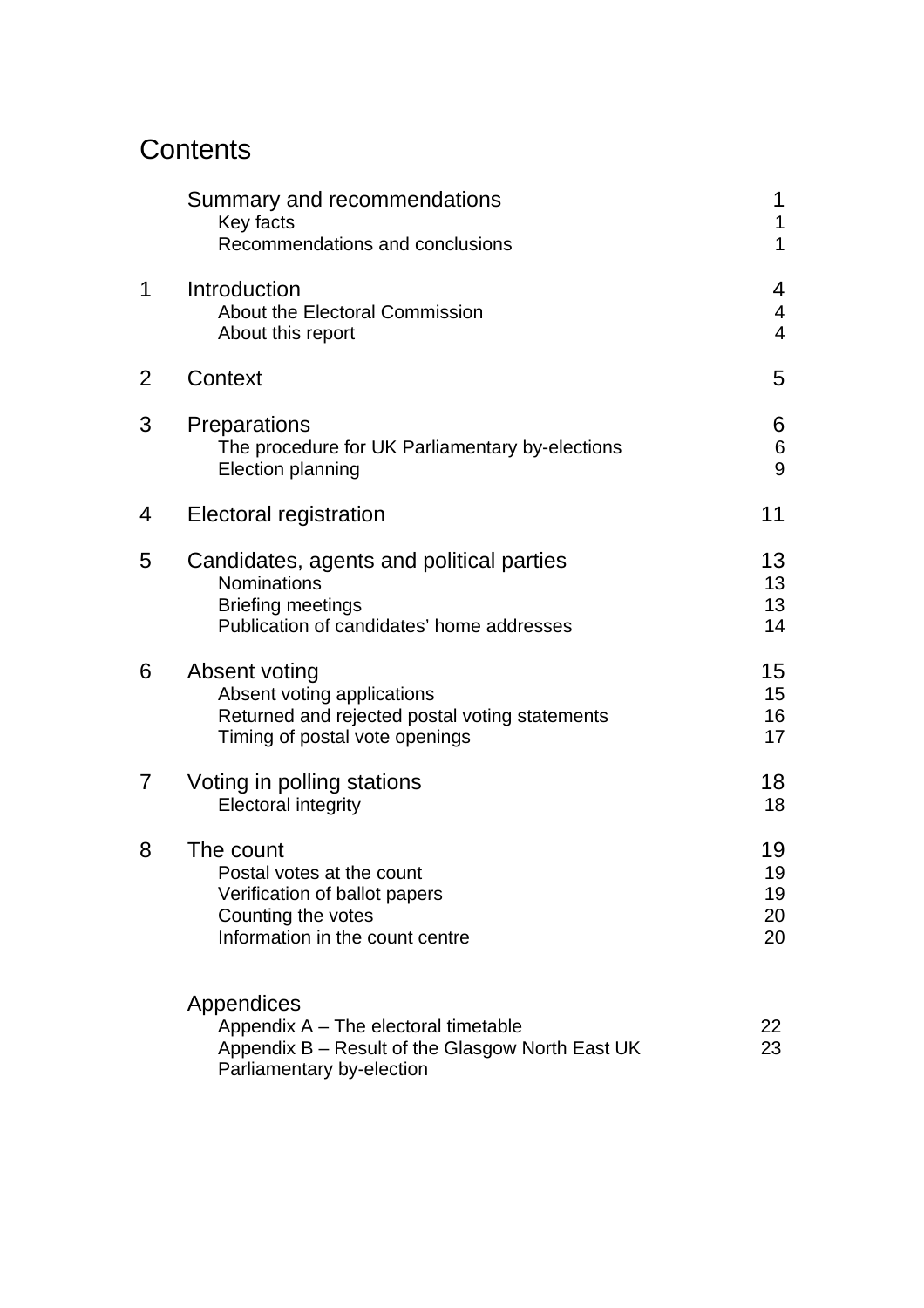# Contents

| | | |
|---|---|---|
| | Summary and recommendations | 1 |
| | Key facts | 1 |
| | Recommendations and conclusions | 1 |
| 1 | Introduction | 4 |
| | About the Electoral Commission | 4 |
| | About this report | 4 |
| 2 | Context | 5 |
| 3 | Preparations | 6 |
| | The procedure for UK Parliamentary by-elections | 6 |
| | Election planning | 9 |
| 4 | Electoral registration | 11 |
| 5 | Candidates, agents and political parties | 13 |
| | Nominations | 13 |
| | Briefing meetings | 13 |
| | Publication of candidates' home addresses | 14 |
| 6 | Absent voting | 15 |
| | Absent voting applications | 15 |
| | Returned and rejected postal voting statements | 16 |
| | Timing of postal vote openings | 17 |
| 7 | Voting in polling stations | 18 |
| | Electoral integrity | 18 |
| 8 | The count | 19 |
| | Postal votes at the count | 19 |
| | Verification of ballot papers | 19 |
| | Counting the votes | 20 |
| | Information in the count centre | 20 |
| | Appendices | |
| | Appendix A – The electoral timetable | 22 |
| | Appendix B – Result of the Glasgow North East UK Parliamentary by-election | 23 |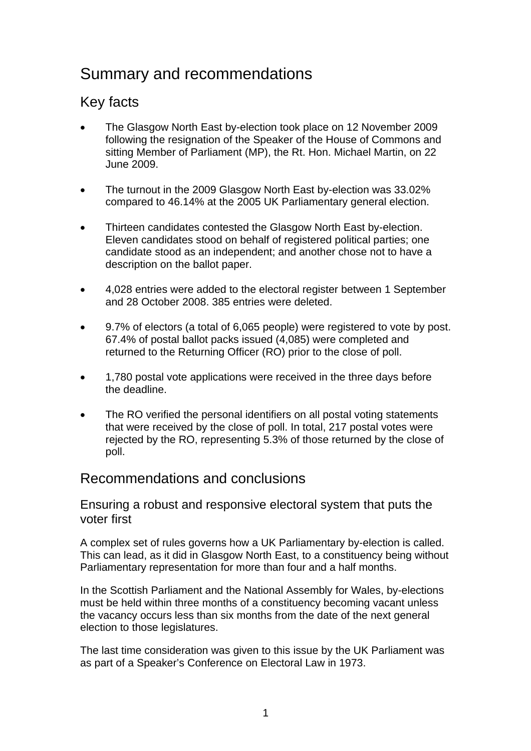# Summary and recommendations

## Key facts

- The Glasgow North East by-election took place on 12 November 2009 following the resignation of the Speaker of the House of Commons and sitting Member of Parliament (MP), the Rt. Hon. Michael Martin, on 22 June 2009.
- The turnout in the 2009 Glasgow North East by-election was 33.02% compared to 46.14% at the 2005 UK Parliamentary general election.
- Thirteen candidates contested the Glasgow North East by-election. Eleven candidates stood on behalf of registered political parties; one candidate stood as an independent; and another chose not to have a description on the ballot paper.
- 4,028 entries were added to the electoral register between 1 September and 28 October 2008. 385 entries were deleted.
- 9.7% of electors (a total of 6,065 people) were registered to vote by post. 67.4% of postal ballot packs issued (4,085) were completed and returned to the Returning Officer (RO) prior to the close of poll.
- 1,780 postal vote applications were received in the three days before the deadline.
- The RO verified the personal identifiers on all postal voting statements that were received by the close of poll. In total, 217 postal votes were rejected by the RO, representing 5.3% of those returned by the close of poll.

## Recommendations and conclusions

### Ensuring a robust and responsive electoral system that puts the voter first

A complex set of rules governs how a UK Parliamentary by-election is called. This can lead, as it did in Glasgow North East, to a constituency being without Parliamentary representation for more than four and a half months.

In the Scottish Parliament and the National Assembly for Wales, by-elections must be held within three months of a constituency becoming vacant unless the vacancy occurs less than six months from the date of the next general election to those legislatures.

The last time consideration was given to this issue by the UK Parliament was as part of a Speaker's Conference on Electoral Law in 1973.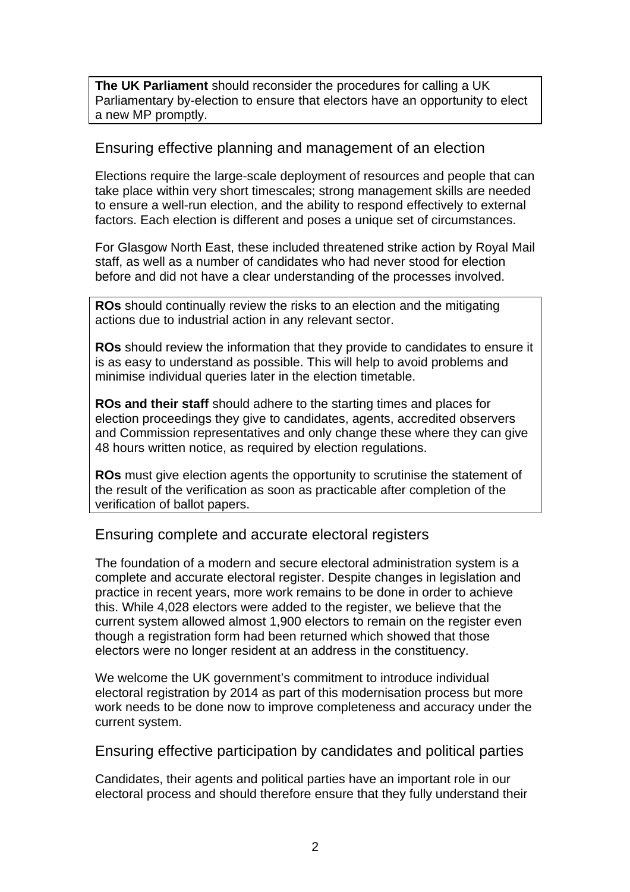**The UK Parliament** should reconsider the procedures for calling a UK Parliamentary by-election to ensure that electors have an opportunity to elect a new MP promptly.

## Ensuring effective planning and management of an election

Elections require the large-scale deployment of resources and people that can take place within very short timescales; strong management skills are needed to ensure a well-run election, and the ability to respond effectively to external factors. Each election is different and poses a unique set of circumstances.

For Glasgow North East, these included threatened strike action by Royal Mail staff, as well as a number of candidates who had never stood for election before and did not have a clear understanding of the processes involved.

**ROs** should continually review the risks to an election and the mitigating actions due to industrial action in any relevant sector.

**ROs** should review the information that they provide to candidates to ensure it is as easy to understand as possible. This will help to avoid problems and minimise individual queries later in the election timetable.

**ROs and their staff** should adhere to the starting times and places for election proceedings they give to candidates, agents, accredited observers and Commission representatives and only change these where they can give 48 hours written notice, as required by election regulations.

**ROs** must give election agents the opportunity to scrutinise the statement of the result of the verification as soon as practicable after completion of the verification of ballot papers.

## Ensuring complete and accurate electoral registers

The foundation of a modern and secure electoral administration system is a complete and accurate electoral register. Despite changes in legislation and practice in recent years, more work remains to be done in order to achieve this. While 4,028 electors were added to the register, we believe that the current system allowed almost 1,900 electors to remain on the register even though a registration form had been returned which showed that those electors were no longer resident at an address in the constituency.

We welcome the UK government's commitment to introduce individual electoral registration by 2014 as part of this modernisation process but more work needs to be done now to improve completeness and accuracy under the current system.

## Ensuring effective participation by candidates and political parties

Candidates, their agents and political parties have an important role in our electoral process and should therefore ensure that they fully understand their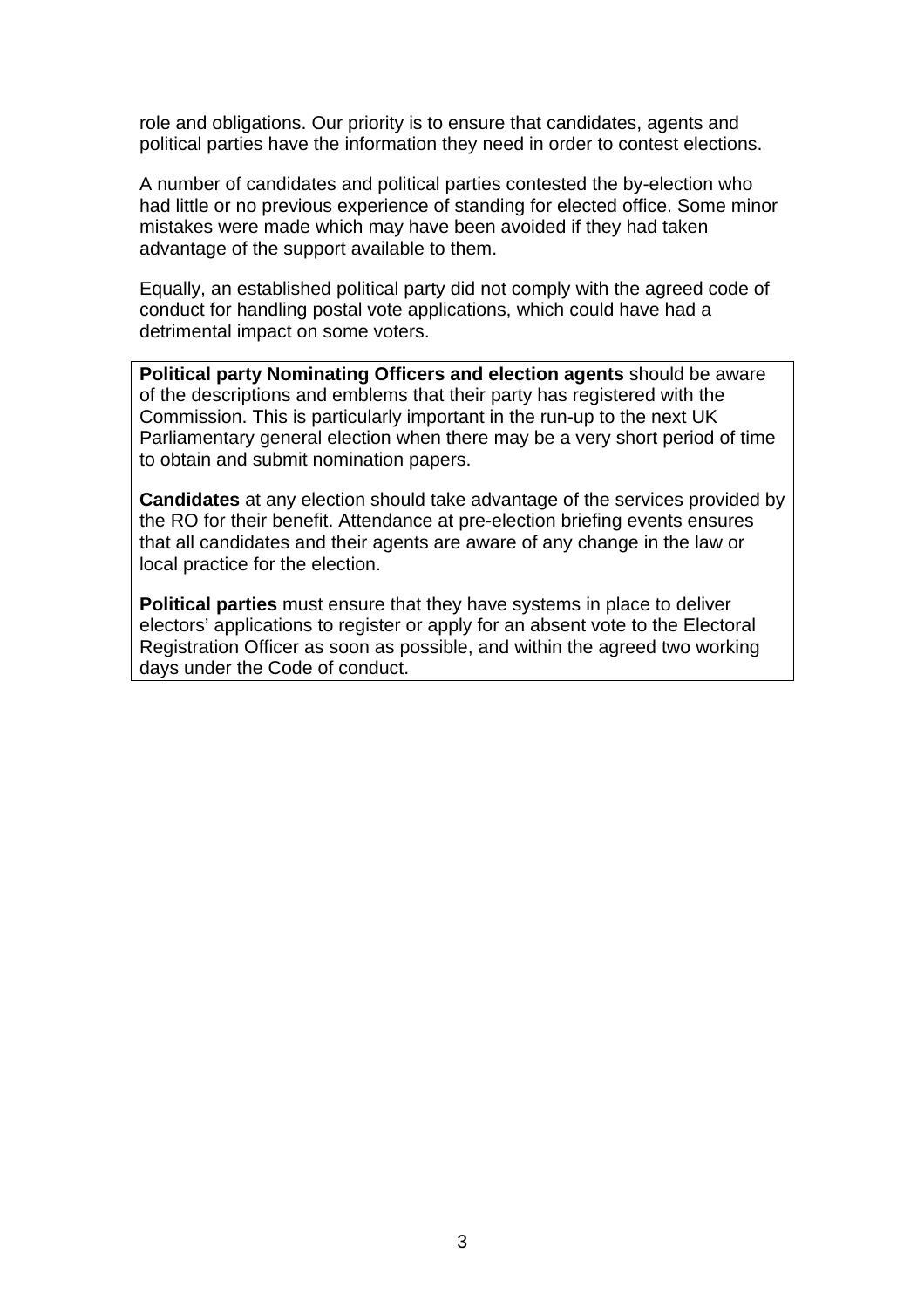role and obligations. Our priority is to ensure that candidates, agents and political parties have the information they need in order to contest elections.

A number of candidates and political parties contested the by-election who had little or no previous experience of standing for elected office. Some minor mistakes were made which may have been avoided if they had taken advantage of the support available to them.

Equally, an established political party did not comply with the agreed code of conduct for handling postal vote applications, which could have had a detrimental impact on some voters.

**Political party Nominating Officers and election agents** should be aware of the descriptions and emblems that their party has registered with the Commission. This is particularly important in the run-up to the next UK Parliamentary general election when there may be a very short period of time to obtain and submit nomination papers.

**Candidates** at any election should take advantage of the services provided by the RO for their benefit. Attendance at pre-election briefing events ensures that all candidates and their agents are aware of any change in the law or local practice for the election.

**Political parties** must ensure that they have systems in place to deliver electors' applications to register or apply for an absent vote to the Electoral Registration Officer as soon as possible, and within the agreed two working days under the Code of conduct.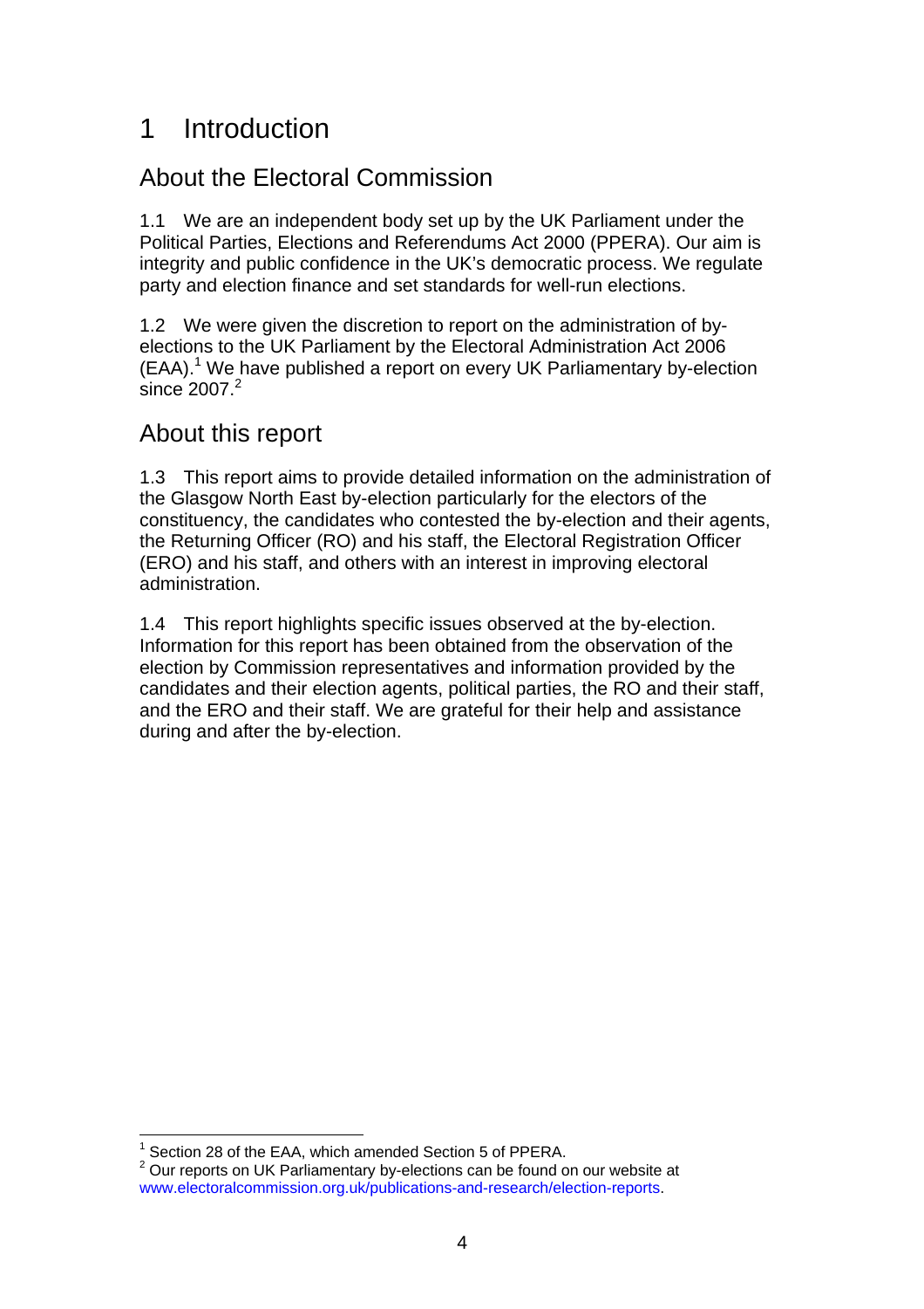# 1 Introduction

## About the Electoral Commission

1.1 We are an independent body set up by the UK Parliament under the Political Parties, Elections and Referendums Act 2000 (PPERA). Our aim is integrity and public confidence in the UK's democratic process. We regulate party and election finance and set standards for well-run elections.

1.2 We were given the discretion to report on the administration of by-elections to the UK Parliament by the Electoral Administration Act 2006 (EAA).[1] We have published a report on every UK Parliamentary by-election since 2007.[2]

## About this report

1.3 This report aims to provide detailed information on the administration of the Glasgow North East by-election particularly for the electors of the constituency, the candidates who contested the by-election and their agents, the Returning Officer (RO) and his staff, the Electoral Registration Officer (ERO) and his staff, and others with an interest in improving electoral administration.

1.4 This report highlights specific issues observed at the by-election. Information for this report has been obtained from the observation of the election by Commission representatives and information provided by the candidates and their election agents, political parties, the RO and their staff, and the ERO and their staff. We are grateful for their help and assistance during and after the by-election.

---

[1] Section 28 of the EAA, which amended Section 5 of PPERA.

[2] Our reports on UK Parliamentary by-elections can be found on our website at www.electoralcommission.org.uk/publications-and-research/election-reports.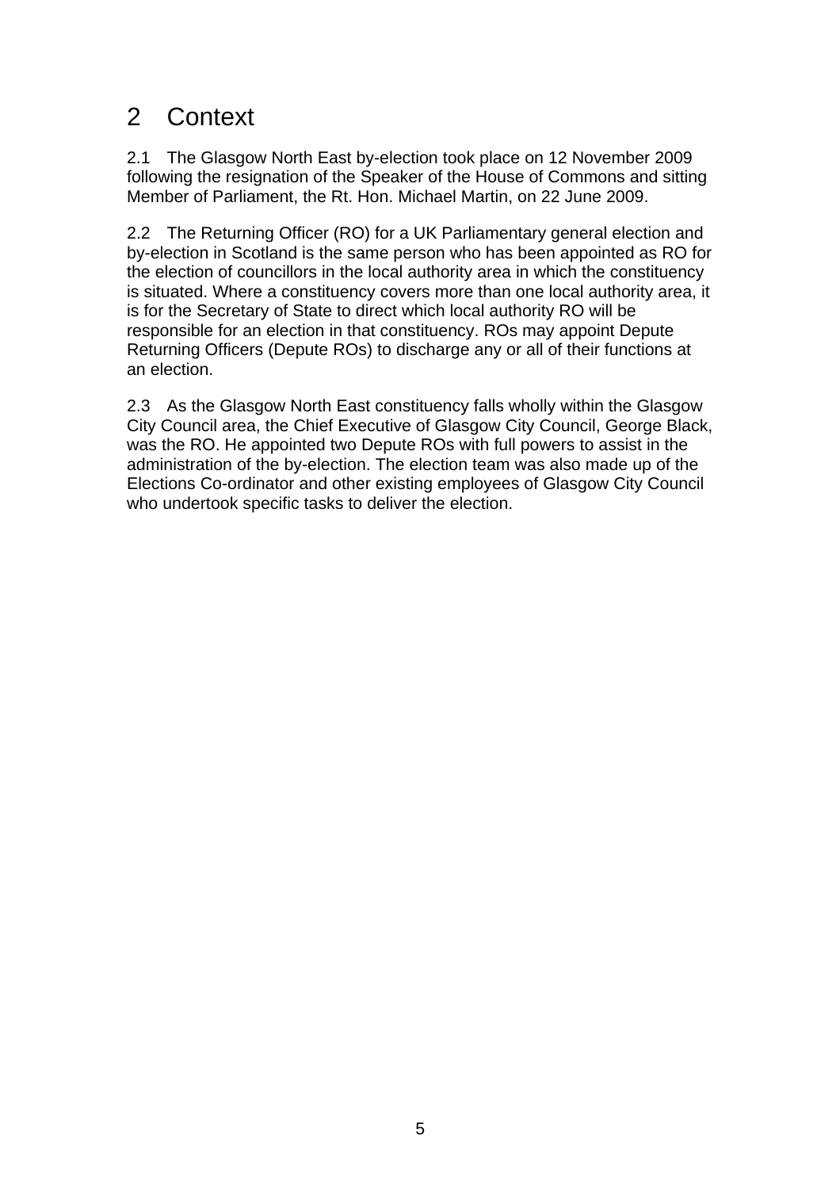# 2 Context

2.1 The Glasgow North East by-election took place on 12 November 2009 following the resignation of the Speaker of the House of Commons and sitting Member of Parliament, the Rt. Hon. Michael Martin, on 22 June 2009.

2.2 The Returning Officer (RO) for a UK Parliamentary general election and by-election in Scotland is the same person who has been appointed as RO for the election of councillors in the local authority area in which the constituency is situated. Where a constituency covers more than one local authority area, it is for the Secretary of State to direct which local authority RO will be responsible for an election in that constituency. ROs may appoint Depute Returning Officers (Depute ROs) to discharge any or all of their functions at an election.

2.3 As the Glasgow North East constituency falls wholly within the Glasgow City Council area, the Chief Executive of Glasgow City Council, George Black, was the RO. He appointed two Depute ROs with full powers to assist in the administration of the by-election. The election team was also made up of the Elections Co-ordinator and other existing employees of Glasgow City Council who undertook specific tasks to deliver the election.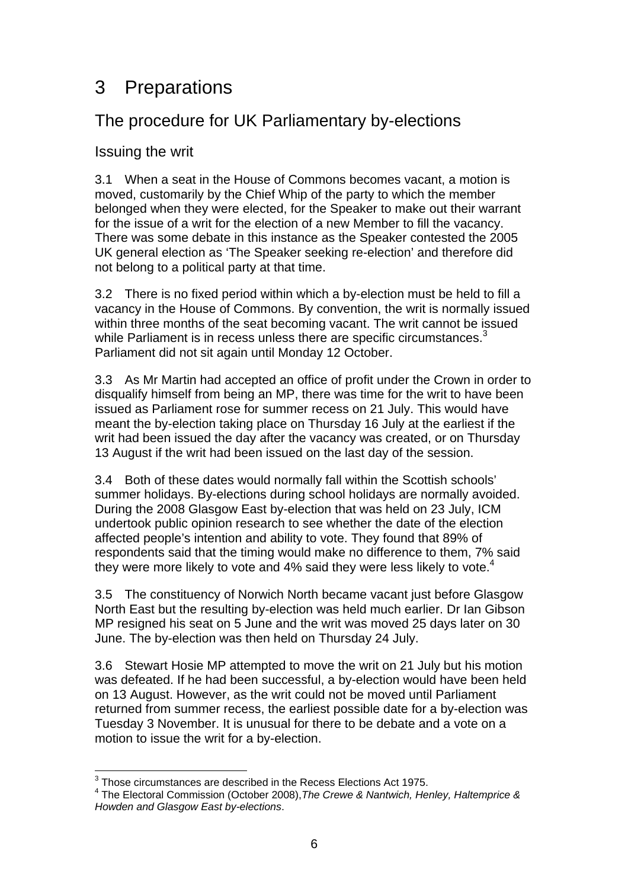# 3 Preparations

## The procedure for UK Parliamentary by-elections

### Issuing the writ

3.1 When a seat in the House of Commons becomes vacant, a motion is moved, customarily by the Chief Whip of the party to which the member belonged when they were elected, for the Speaker to make out their warrant for the issue of a writ for the election of a new Member to fill the vacancy. There was some debate in this instance as the Speaker contested the 2005 UK general election as 'The Speaker seeking re-election' and therefore did not belong to a political party at that time.

3.2 There is no fixed period within which a by-election must be held to fill a vacancy in the House of Commons. By convention, the writ is normally issued within three months of the seat becoming vacant. The writ cannot be issued while Parliament is in recess unless there are specific circumstances.[3] Parliament did not sit again until Monday 12 October.

3.3 As Mr Martin had accepted an office of profit under the Crown in order to disqualify himself from being an MP, there was time for the writ to have been issued as Parliament rose for summer recess on 21 July. This would have meant the by-election taking place on Thursday 16 July at the earliest if the writ had been issued the day after the vacancy was created, or on Thursday 13 August if the writ had been issued on the last day of the session.

3.4 Both of these dates would normally fall within the Scottish schools' summer holidays. By-elections during school holidays are normally avoided. During the 2008 Glasgow East by-election that was held on 23 July, ICM undertook public opinion research to see whether the date of the election affected people's intention and ability to vote. They found that 89% of respondents said that the timing would make no difference to them, 7% said they were more likely to vote and 4% said they were less likely to vote.[4]

3.5 The constituency of Norwich North became vacant just before Glasgow North East but the resulting by-election was held much earlier. Dr Ian Gibson MP resigned his seat on 5 June and the writ was moved 25 days later on 30 June. The by-election was then held on Thursday 24 July.

3.6 Stewart Hosie MP attempted to move the writ on 21 July but his motion was defeated. If he had been successful, a by-election would have been held on 13 August. However, as the writ could not be moved until Parliament returned from summer recess, the earliest possible date for a by-election was Tuesday 3 November. It is unusual for there to be debate and a vote on a motion to issue the writ for a by-election.

---

[3] Those circumstances are described in the Recess Elections Act 1975.

[4] The Electoral Commission (October 2008),*The Crewe & Nantwich, Henley, Haltemprice & Howden and Glasgow East by-elections*.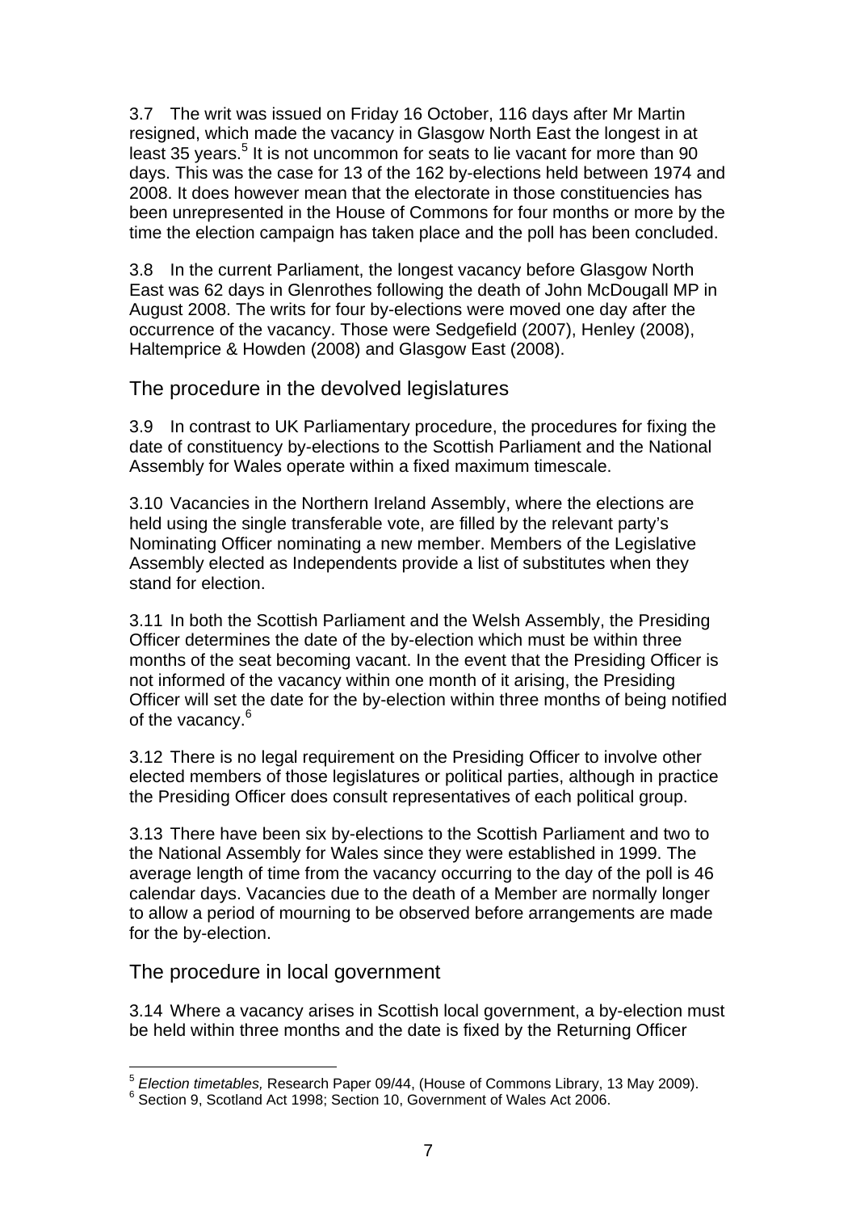3.7 The writ was issued on Friday 16 October, 116 days after Mr Martin resigned, which made the vacancy in Glasgow North East the longest in at least 35 years.[5] It is not uncommon for seats to lie vacant for more than 90 days. This was the case for 13 of the 162 by-elections held between 1974 and 2008. It does however mean that the electorate in those constituencies has been unrepresented in the House of Commons for four months or more by the time the election campaign has taken place and the poll has been concluded.

3.8 In the current Parliament, the longest vacancy before Glasgow North East was 62 days in Glenrothes following the death of John McDougall MP in August 2008. The writs for four by-elections were moved one day after the occurrence of the vacancy. Those were Sedgefield (2007), Henley (2008), Haltemprice & Howden (2008) and Glasgow East (2008).

## The procedure in the devolved legislatures

3.9 In contrast to UK Parliamentary procedure, the procedures for fixing the date of constituency by-elections to the Scottish Parliament and the National Assembly for Wales operate within a fixed maximum timescale.

3.10 Vacancies in the Northern Ireland Assembly, where the elections are held using the single transferable vote, are filled by the relevant party's Nominating Officer nominating a new member. Members of the Legislative Assembly elected as Independents provide a list of substitutes when they stand for election.

3.11 In both the Scottish Parliament and the Welsh Assembly, the Presiding Officer determines the date of the by-election which must be within three months of the seat becoming vacant. In the event that the Presiding Officer is not informed of the vacancy within one month of it arising, the Presiding Officer will set the date for the by-election within three months of being notified of the vacancy.[6]

3.12 There is no legal requirement on the Presiding Officer to involve other elected members of those legislatures or political parties, although in practice the Presiding Officer does consult representatives of each political group.

3.13 There have been six by-elections to the Scottish Parliament and two to the National Assembly for Wales since they were established in 1999. The average length of time from the vacancy occurring to the day of the poll is 46 calendar days. Vacancies due to the death of a Member are normally longer to allow a period of mourning to be observed before arrangements are made for the by-election.

## The procedure in local government

3.14 Where a vacancy arises in Scottish local government, a by-election must be held within three months and the date is fixed by the Returning Officer

---

[5] *Election timetables,* Research Paper 09/44, (House of Commons Library, 13 May 2009).

[6] Section 9, Scotland Act 1998; Section 10, Government of Wales Act 2006.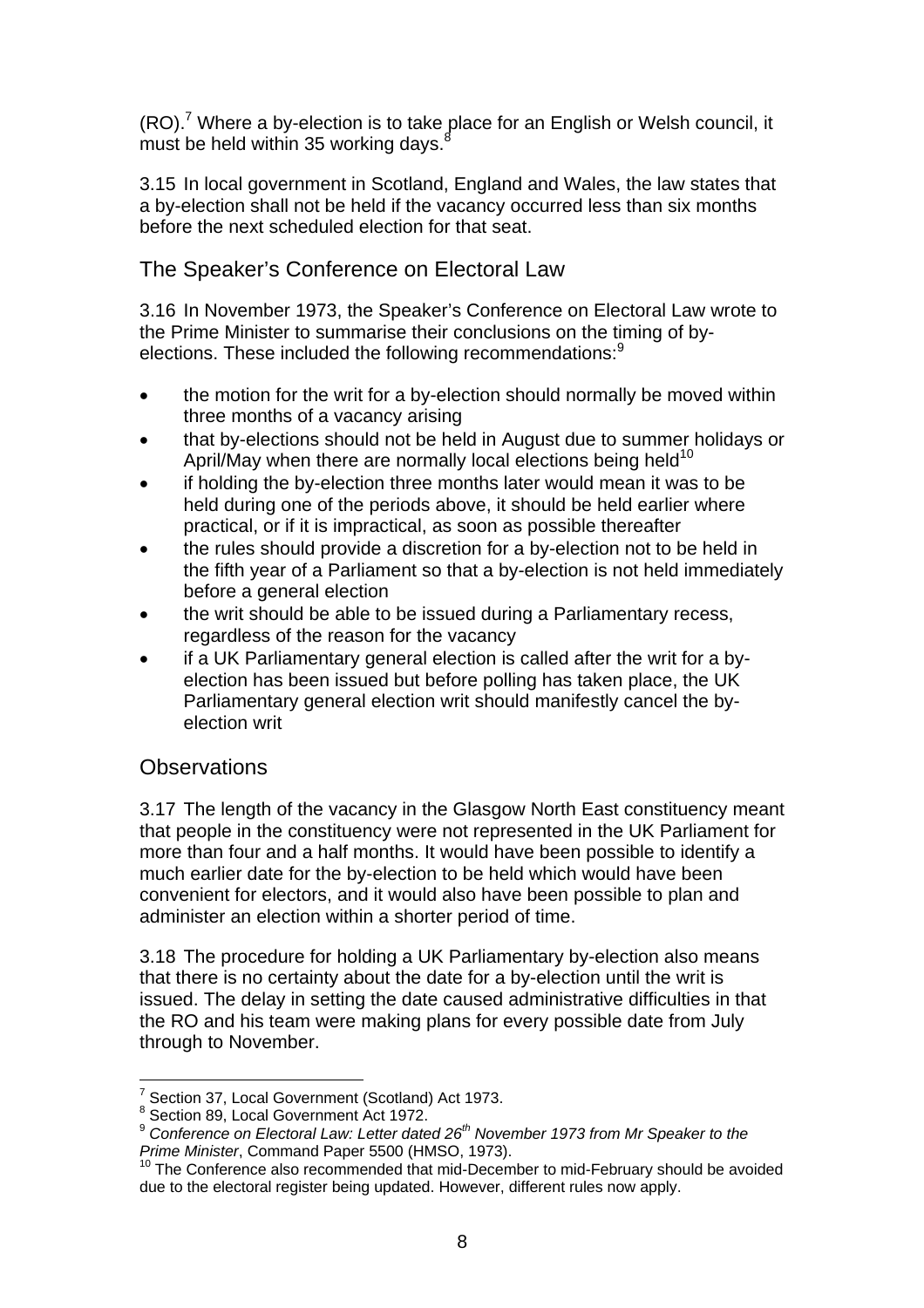(RO).[7] Where a by-election is to take place for an English or Welsh council, it must be held within 35 working days.[8]

3.15 In local government in Scotland, England and Wales, the law states that a by-election shall not be held if the vacancy occurred less than six months before the next scheduled election for that seat.

## The Speaker's Conference on Electoral Law

3.16 In November 1973, the Speaker's Conference on Electoral Law wrote to the Prime Minister to summarise their conclusions on the timing of by-elections. These included the following recommendations:[9]

- the motion for the writ for a by-election should normally be moved within three months of a vacancy arising
- that by-elections should not be held in August due to summer holidays or April/May when there are normally local elections being held[10]
- if holding the by-election three months later would mean it was to be held during one of the periods above, it should be held earlier where practical, or if it is impractical, as soon as possible thereafter
- the rules should provide a discretion for a by-election not to be held in the fifth year of a Parliament so that a by-election is not held immediately before a general election
- the writ should be able to be issued during a Parliamentary recess, regardless of the reason for the vacancy
- if a UK Parliamentary general election is called after the writ for a by-election has been issued but before polling has taken place, the UK Parliamentary general election writ should manifestly cancel the by-election writ

## Observations

3.17 The length of the vacancy in the Glasgow North East constituency meant that people in the constituency were not represented in the UK Parliament for more than four and a half months. It would have been possible to identify a much earlier date for the by-election to be held which would have been convenient for electors, and it would also have been possible to plan and administer an election within a shorter period of time.

3.18 The procedure for holding a UK Parliamentary by-election also means that there is no certainty about the date for a by-election until the writ is issued. The delay in setting the date caused administrative difficulties in that the RO and his team were making plans for every possible date from July through to November.

---

[7] Section 37, Local Government (Scotland) Act 1973.

[8] Section 89, Local Government Act 1972.

[9] *Conference on Electoral Law: Letter dated 26th November 1973 from Mr Speaker to the Prime Minister*, Command Paper 5500 (HMSO, 1973).

[10] The Conference also recommended that mid-December to mid-February should be avoided due to the electoral register being updated. However, different rules now apply.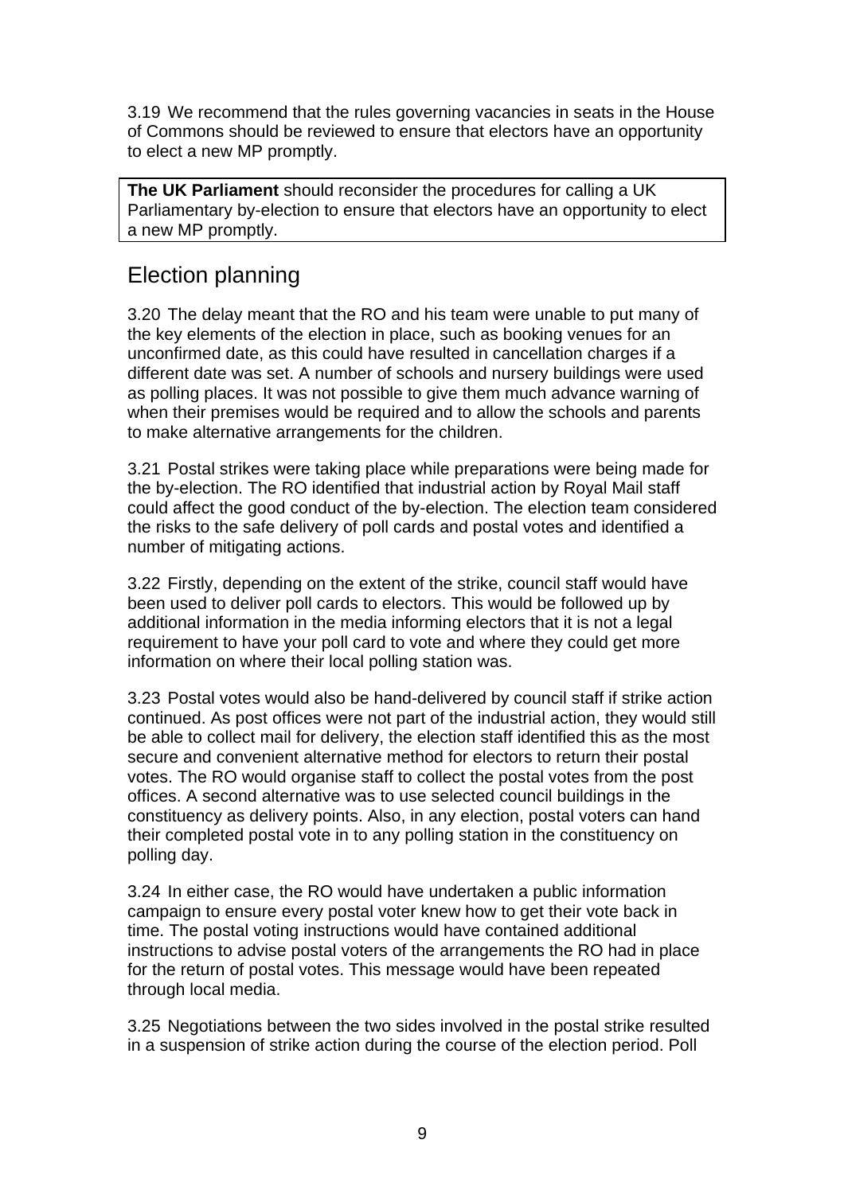3.19 We recommend that the rules governing vacancies in seats in the House of Commons should be reviewed to ensure that electors have an opportunity to elect a new MP promptly.

> **The UK Parliament** should reconsider the procedures for calling a UK Parliamentary by-election to ensure that electors have an opportunity to elect a new MP promptly.

## Election planning

3.20 The delay meant that the RO and his team were unable to put many of the key elements of the election in place, such as booking venues for an unconfirmed date, as this could have resulted in cancellation charges if a different date was set. A number of schools and nursery buildings were used as polling places. It was not possible to give them much advance warning of when their premises would be required and to allow the schools and parents to make alternative arrangements for the children.

3.21 Postal strikes were taking place while preparations were being made for the by-election. The RO identified that industrial action by Royal Mail staff could affect the good conduct of the by-election. The election team considered the risks to the safe delivery of poll cards and postal votes and identified a number of mitigating actions.

3.22 Firstly, depending on the extent of the strike, council staff would have been used to deliver poll cards to electors. This would be followed up by additional information in the media informing electors that it is not a legal requirement to have your poll card to vote and where they could get more information on where their local polling station was.

3.23 Postal votes would also be hand-delivered by council staff if strike action continued. As post offices were not part of the industrial action, they would still be able to collect mail for delivery, the election staff identified this as the most secure and convenient alternative method for electors to return their postal votes. The RO would organise staff to collect the postal votes from the post offices. A second alternative was to use selected council buildings in the constituency as delivery points. Also, in any election, postal voters can hand their completed postal vote in to any polling station in the constituency on polling day.

3.24 In either case, the RO would have undertaken a public information campaign to ensure every postal voter knew how to get their vote back in time. The postal voting instructions would have contained additional instructions to advise postal voters of the arrangements the RO had in place for the return of postal votes. This message would have been repeated through local media.

3.25 Negotiations between the two sides involved in the postal strike resulted in a suspension of strike action during the course of the election period. Poll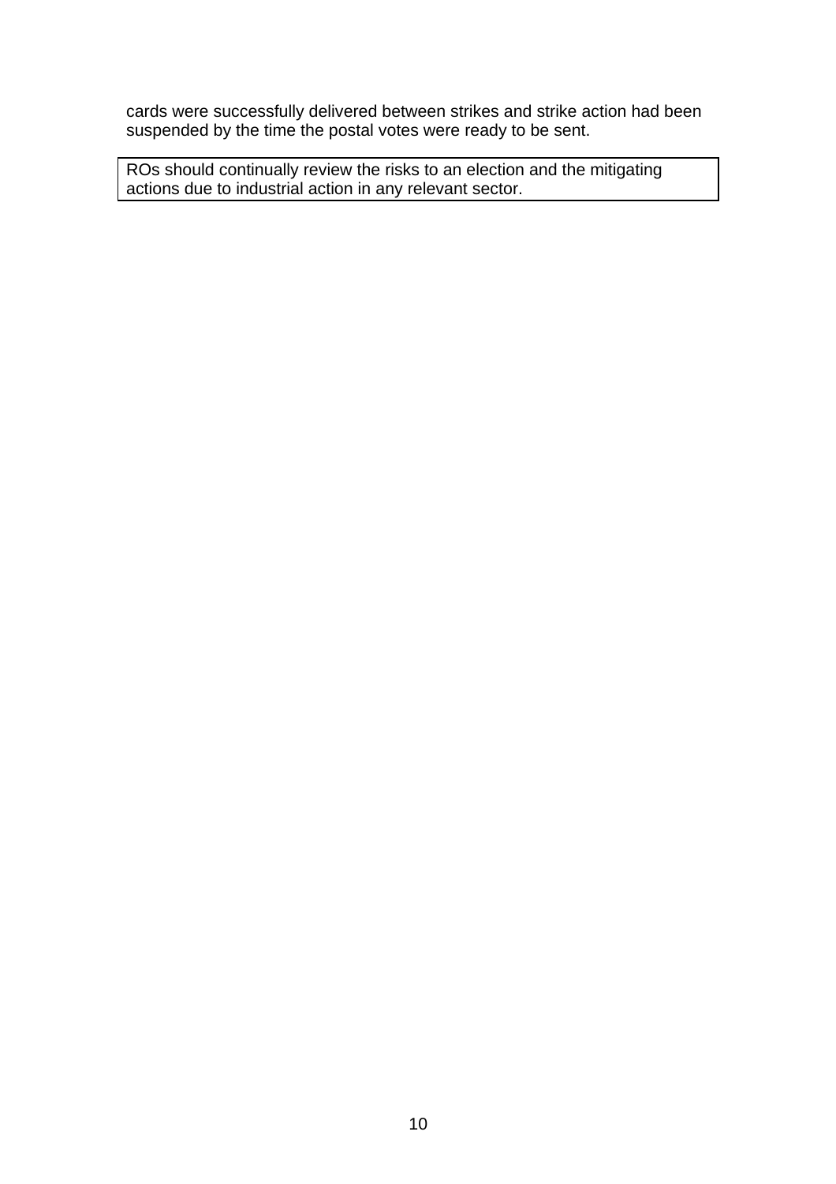cards were successfully delivered between strikes and strike action had been suspended by the time the postal votes were ready to be sent.

| |
|---|
| ROs should continually review the risks to an election and the mitigating actions due to industrial action in any relevant sector. |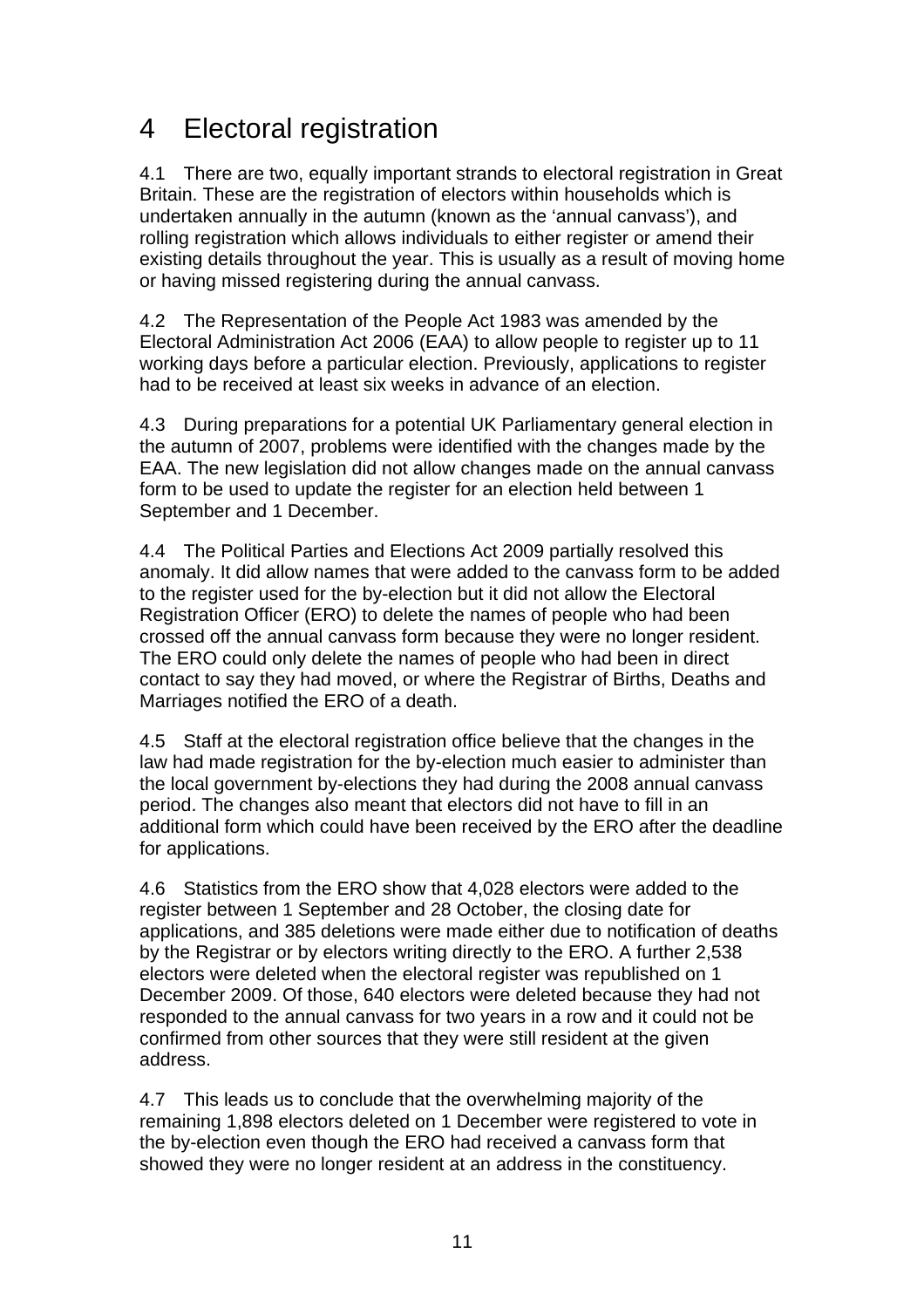# 4 Electoral registration

4.1 There are two, equally important strands to electoral registration in Great Britain. These are the registration of electors within households which is undertaken annually in the autumn (known as the 'annual canvass'), and rolling registration which allows individuals to either register or amend their existing details throughout the year. This is usually as a result of moving home or having missed registering during the annual canvass.

4.2 The Representation of the People Act 1983 was amended by the Electoral Administration Act 2006 (EAA) to allow people to register up to 11 working days before a particular election. Previously, applications to register had to be received at least six weeks in advance of an election.

4.3 During preparations for a potential UK Parliamentary general election in the autumn of 2007, problems were identified with the changes made by the EAA. The new legislation did not allow changes made on the annual canvass form to be used to update the register for an election held between 1 September and 1 December.

4.4 The Political Parties and Elections Act 2009 partially resolved this anomaly. It did allow names that were added to the canvass form to be added to the register used for the by-election but it did not allow the Electoral Registration Officer (ERO) to delete the names of people who had been crossed off the annual canvass form because they were no longer resident. The ERO could only delete the names of people who had been in direct contact to say they had moved, or where the Registrar of Births, Deaths and Marriages notified the ERO of a death.

4.5 Staff at the electoral registration office believe that the changes in the law had made registration for the by-election much easier to administer than the local government by-elections they had during the 2008 annual canvass period. The changes also meant that electors did not have to fill in an additional form which could have been received by the ERO after the deadline for applications.

4.6 Statistics from the ERO show that 4,028 electors were added to the register between 1 September and 28 October, the closing date for applications, and 385 deletions were made either due to notification of deaths by the Registrar or by electors writing directly to the ERO. A further 2,538 electors were deleted when the electoral register was republished on 1 December 2009. Of those, 640 electors were deleted because they had not responded to the annual canvass for two years in a row and it could not be confirmed from other sources that they were still resident at the given address.

4.7 This leads us to conclude that the overwhelming majority of the remaining 1,898 electors deleted on 1 December were registered to vote in the by-election even though the ERO had received a canvass form that showed they were no longer resident at an address in the constituency.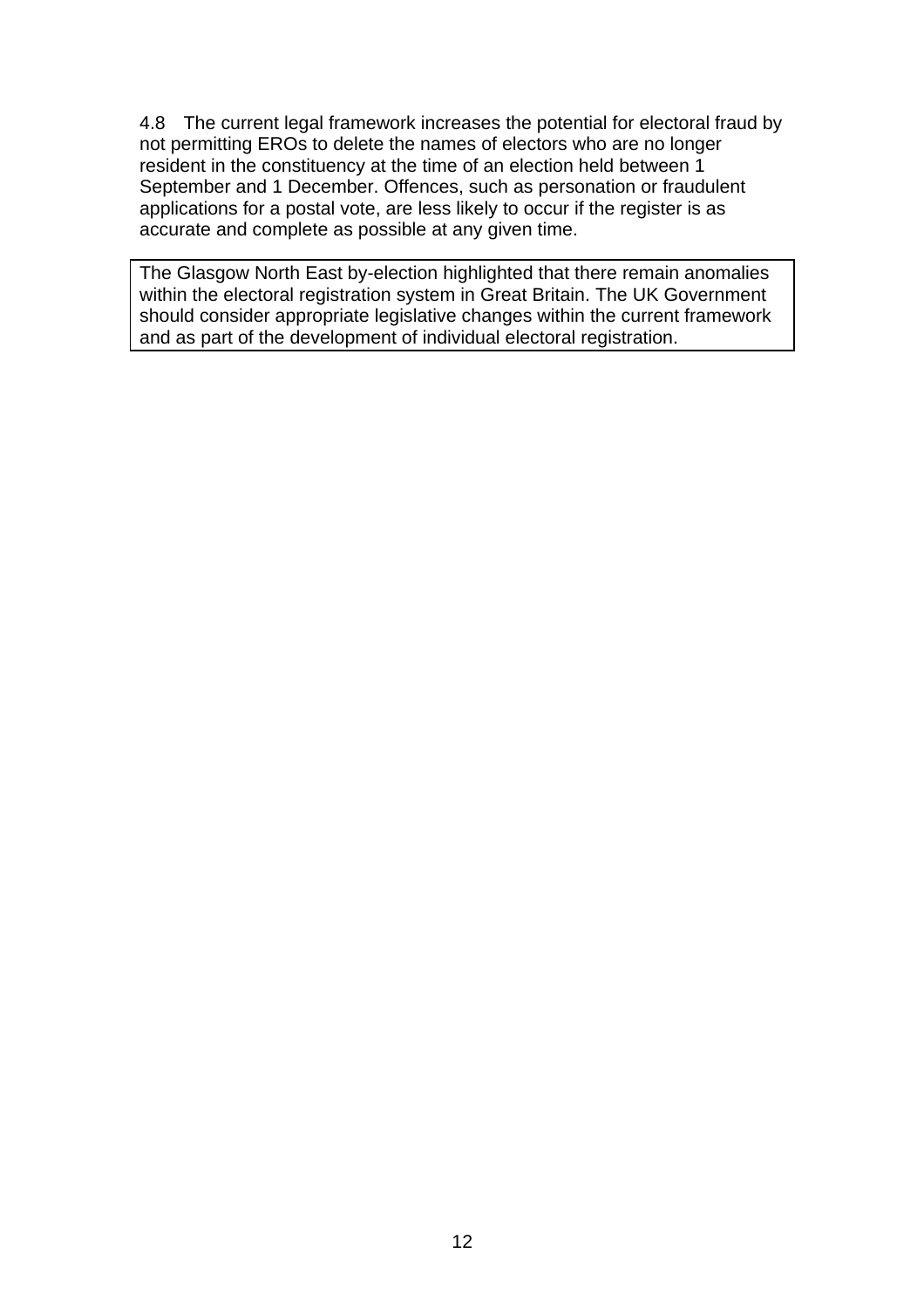4.8 The current legal framework increases the potential for electoral fraud by not permitting EROs to delete the names of electors who are no longer resident in the constituency at the time of an election held between 1 September and 1 December. Offences, such as personation or fraudulent applications for a postal vote, are less likely to occur if the register is as accurate and complete as possible at any given time.

The Glasgow North East by-election highlighted that there remain anomalies within the electoral registration system in Great Britain. The UK Government should consider appropriate legislative changes within the current framework and as part of the development of individual electoral registration.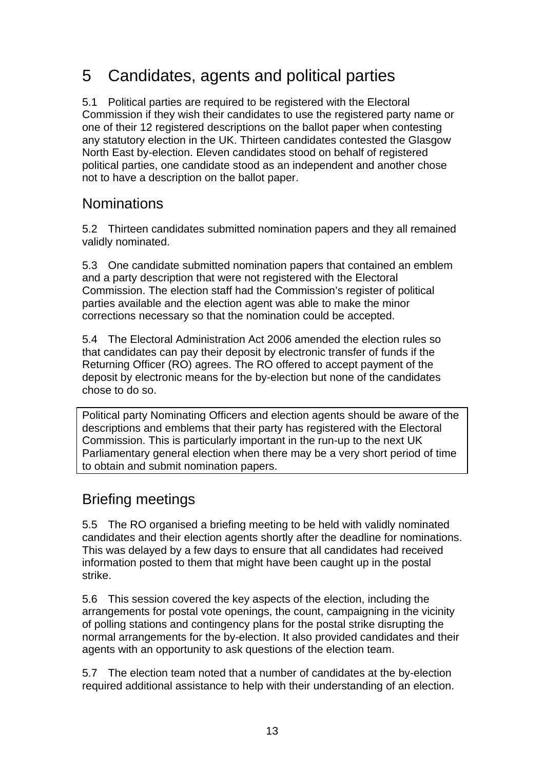# 5 Candidates, agents and political parties

5.1 Political parties are required to be registered with the Electoral Commission if they wish their candidates to use the registered party name or one of their 12 registered descriptions on the ballot paper when contesting any statutory election in the UK. Thirteen candidates contested the Glasgow North East by-election. Eleven candidates stood on behalf of registered political parties, one candidate stood as an independent and another chose not to have a description on the ballot paper.

## Nominations

5.2 Thirteen candidates submitted nomination papers and they all remained validly nominated.

5.3 One candidate submitted nomination papers that contained an emblem and a party description that were not registered with the Electoral Commission. The election staff had the Commission's register of political parties available and the election agent was able to make the minor corrections necessary so that the nomination could be accepted.

5.4 The Electoral Administration Act 2006 amended the election rules so that candidates can pay their deposit by electronic transfer of funds if the Returning Officer (RO) agrees. The RO offered to accept payment of the deposit by electronic means for the by-election but none of the candidates chose to do so.

> Political party Nominating Officers and election agents should be aware of the descriptions and emblems that their party has registered with the Electoral Commission. This is particularly important in the run-up to the next UK Parliamentary general election when there may be a very short period of time to obtain and submit nomination papers.

## Briefing meetings

5.5 The RO organised a briefing meeting to be held with validly nominated candidates and their election agents shortly after the deadline for nominations. This was delayed by a few days to ensure that all candidates had received information posted to them that might have been caught up in the postal strike.

5.6 This session covered the key aspects of the election, including the arrangements for postal vote openings, the count, campaigning in the vicinity of polling stations and contingency plans for the postal strike disrupting the normal arrangements for the by-election. It also provided candidates and their agents with an opportunity to ask questions of the election team.

5.7 The election team noted that a number of candidates at the by-election required additional assistance to help with their understanding of an election.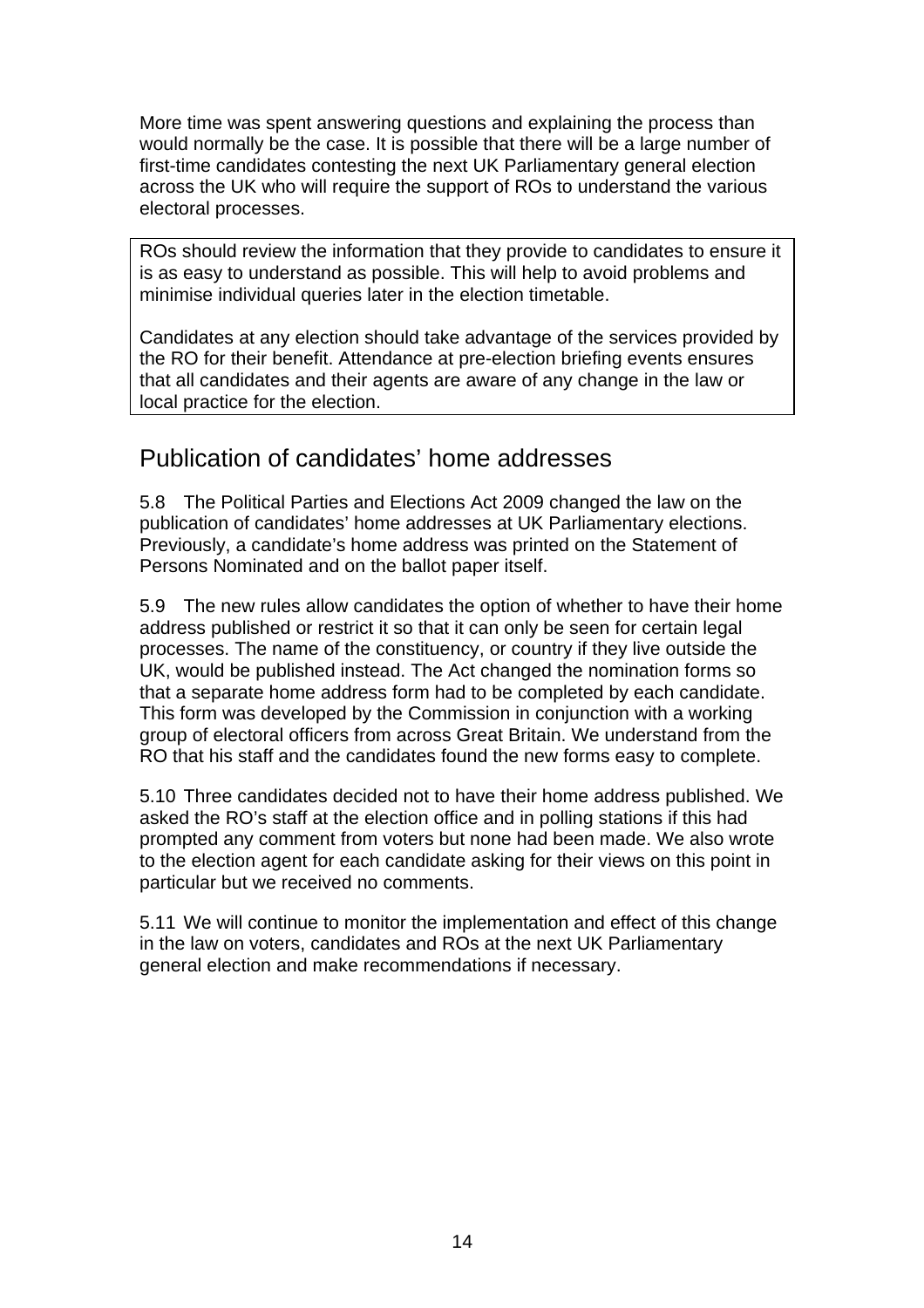More time was spent answering questions and explaining the process than would normally be the case. It is possible that there will be a large number of first-time candidates contesting the next UK Parliamentary general election across the UK who will require the support of ROs to understand the various electoral processes.

> ROs should review the information that they provide to candidates to ensure it is as easy to understand as possible. This will help to avoid problems and minimise individual queries later in the election timetable.
>
> Candidates at any election should take advantage of the services provided by the RO for their benefit. Attendance at pre-election briefing events ensures that all candidates and their agents are aware of any change in the law or local practice for the election.

## Publication of candidates' home addresses

5.8 The Political Parties and Elections Act 2009 changed the law on the publication of candidates' home addresses at UK Parliamentary elections. Previously, a candidate's home address was printed on the Statement of Persons Nominated and on the ballot paper itself.

5.9 The new rules allow candidates the option of whether to have their home address published or restrict it so that it can only be seen for certain legal processes. The name of the constituency, or country if they live outside the UK, would be published instead. The Act changed the nomination forms so that a separate home address form had to be completed by each candidate. This form was developed by the Commission in conjunction with a working group of electoral officers from across Great Britain. We understand from the RO that his staff and the candidates found the new forms easy to complete.

5.10 Three candidates decided not to have their home address published. We asked the RO's staff at the election office and in polling stations if this had prompted any comment from voters but none had been made. We also wrote to the election agent for each candidate asking for their views on this point in particular but we received no comments.

5.11 We will continue to monitor the implementation and effect of this change in the law on voters, candidates and ROs at the next UK Parliamentary general election and make recommendations if necessary.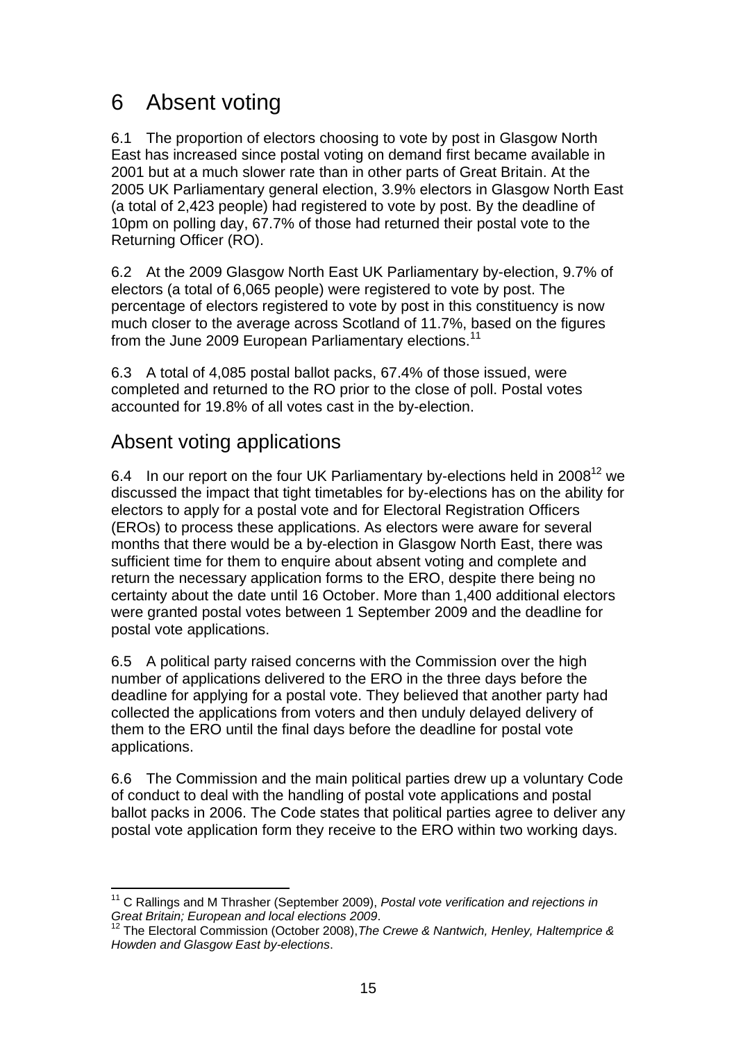# 6 Absent voting

6.1 The proportion of electors choosing to vote by post in Glasgow North East has increased since postal voting on demand first became available in 2001 but at a much slower rate than in other parts of Great Britain. At the 2005 UK Parliamentary general election, 3.9% electors in Glasgow North East (a total of 2,423 people) had registered to vote by post. By the deadline of 10pm on polling day, 67.7% of those had returned their postal vote to the Returning Officer (RO).

6.2 At the 2009 Glasgow North East UK Parliamentary by-election, 9.7% of electors (a total of 6,065 people) were registered to vote by post. The percentage of electors registered to vote by post in this constituency is now much closer to the average across Scotland of 11.7%, based on the figures from the June 2009 European Parliamentary elections.[11]

6.3 A total of 4,085 postal ballot packs, 67.4% of those issued, were completed and returned to the RO prior to the close of poll. Postal votes accounted for 19.8% of all votes cast in the by-election.

## Absent voting applications

6.4 In our report on the four UK Parliamentary by-elections held in 2008[12] we discussed the impact that tight timetables for by-elections has on the ability for electors to apply for a postal vote and for Electoral Registration Officers (EROs) to process these applications. As electors were aware for several months that there would be a by-election in Glasgow North East, there was sufficient time for them to enquire about absent voting and complete and return the necessary application forms to the ERO, despite there being no certainty about the date until 16 October. More than 1,400 additional electors were granted postal votes between 1 September 2009 and the deadline for postal vote applications.

6.5 A political party raised concerns with the Commission over the high number of applications delivered to the ERO in the three days before the deadline for applying for a postal vote. They believed that another party had collected the applications from voters and then unduly delayed delivery of them to the ERO until the final days before the deadline for postal vote applications.

6.6 The Commission and the main political parties drew up a voluntary Code of conduct to deal with the handling of postal vote applications and postal ballot packs in 2006. The Code states that political parties agree to deliver any postal vote application form they receive to the ERO within two working days.

---

[11] C Rallings and M Thrasher (September 2009), *Postal vote verification and rejections in Great Britain; European and local elections 2009*.

[12] The Electoral Commission (October 2008), *The Crewe & Nantwich, Henley, Haltemprice & Howden and Glasgow East by-elections*.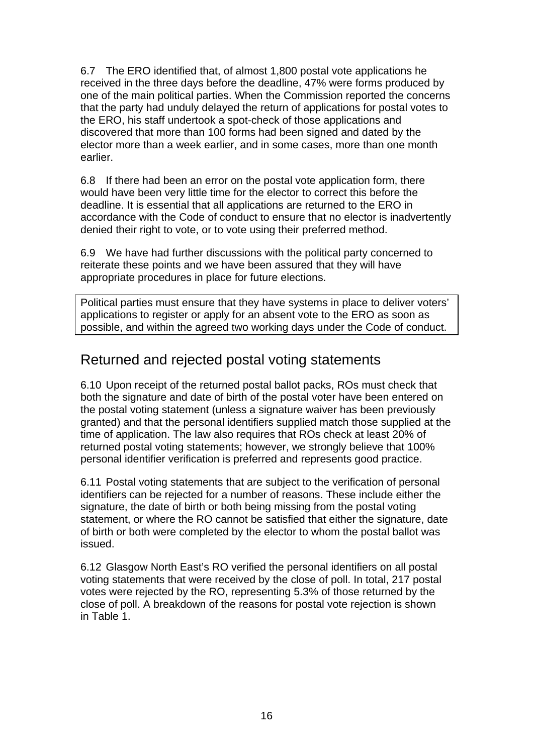6.7 The ERO identified that, of almost 1,800 postal vote applications he received in the three days before the deadline, 47% were forms produced by one of the main political parties. When the Commission reported the concerns that the party had unduly delayed the return of applications for postal votes to the ERO, his staff undertook a spot-check of those applications and discovered that more than 100 forms had been signed and dated by the elector more than a week earlier, and in some cases, more than one month earlier.

6.8 If there had been an error on the postal vote application form, there would have been very little time for the elector to correct this before the deadline. It is essential that all applications are returned to the ERO in accordance with the Code of conduct to ensure that no elector is inadvertently denied their right to vote, or to vote using their preferred method.

6.9 We have had further discussions with the political party concerned to reiterate these points and we have been assured that they will have appropriate procedures in place for future elections.

Political parties must ensure that they have systems in place to deliver voters' applications to register or apply for an absent vote to the ERO as soon as possible, and within the agreed two working days under the Code of conduct.

## Returned and rejected postal voting statements

6.10 Upon receipt of the returned postal ballot packs, ROs must check that both the signature and date of birth of the postal voter have been entered on the postal voting statement (unless a signature waiver has been previously granted) and that the personal identifiers supplied match those supplied at the time of application. The law also requires that ROs check at least 20% of returned postal voting statements; however, we strongly believe that 100% personal identifier verification is preferred and represents good practice.

6.11 Postal voting statements that are subject to the verification of personal identifiers can be rejected for a number of reasons. These include either the signature, the date of birth or both being missing from the postal voting statement, or where the RO cannot be satisfied that either the signature, date of birth or both were completed by the elector to whom the postal ballot was issued.

6.12 Glasgow North East's RO verified the personal identifiers on all postal voting statements that were received by the close of poll. In total, 217 postal votes were rejected by the RO, representing 5.3% of those returned by the close of poll. A breakdown of the reasons for postal vote rejection is shown in Table 1.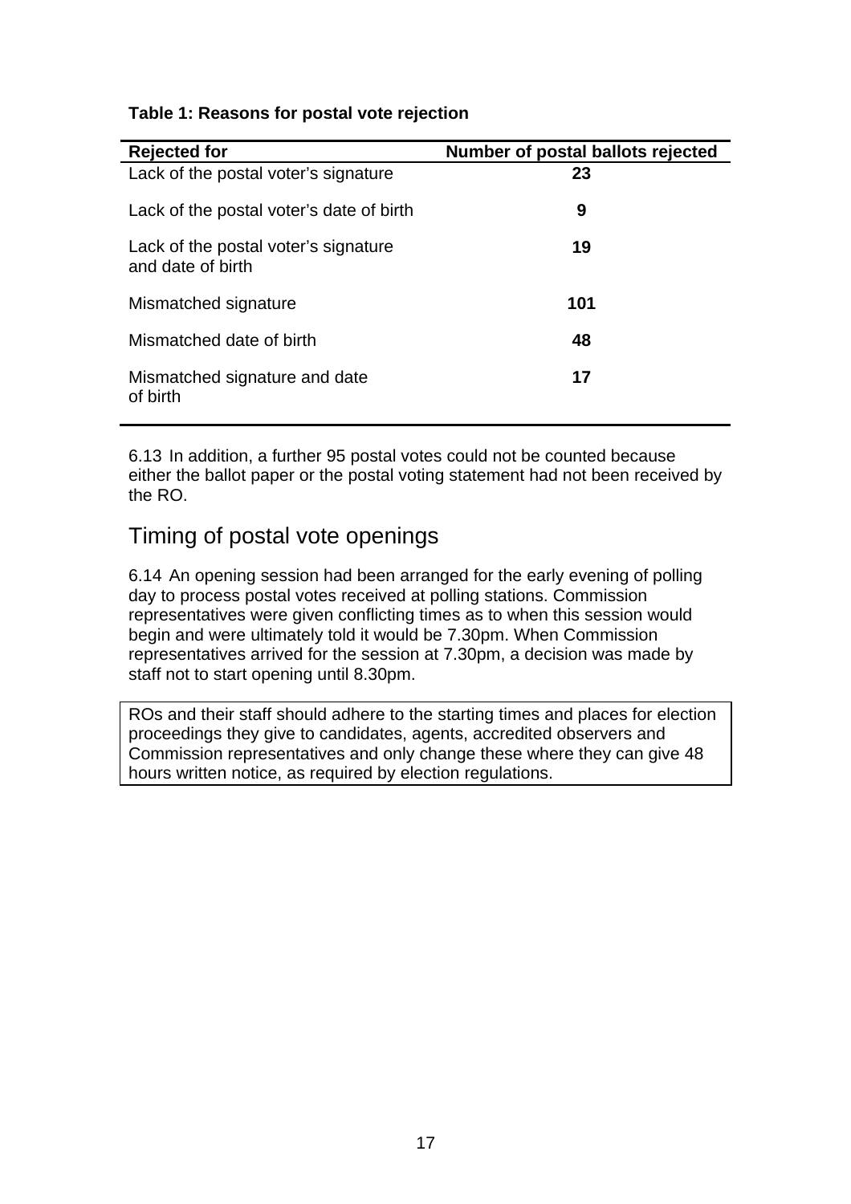**Table 1: Reasons for postal vote rejection**

| Rejected for | Number of postal ballots rejected |
|---|---|
| Lack of the postal voter's signature | **23** |
| Lack of the postal voter's date of birth | **9** |
| Lack of the postal voter's signature and date of birth | **19** |
| Mismatched signature | **101** |
| Mismatched date of birth | **48** |
| Mismatched signature and date of birth | **17** |

6.13 In addition, a further 95 postal votes could not be counted because either the ballot paper or the postal voting statement had not been received by the RO.

## Timing of postal vote openings

6.14 An opening session had been arranged for the early evening of polling day to process postal votes received at polling stations. Commission representatives were given conflicting times as to when this session would begin and were ultimately told it would be 7.30pm. When Commission representatives arrived for the session at 7.30pm, a decision was made by staff not to start opening until 8.30pm.

ROs and their staff should adhere to the starting times and places for election proceedings they give to candidates, agents, accredited observers and Commission representatives and only change these where they can give 48 hours written notice, as required by election regulations.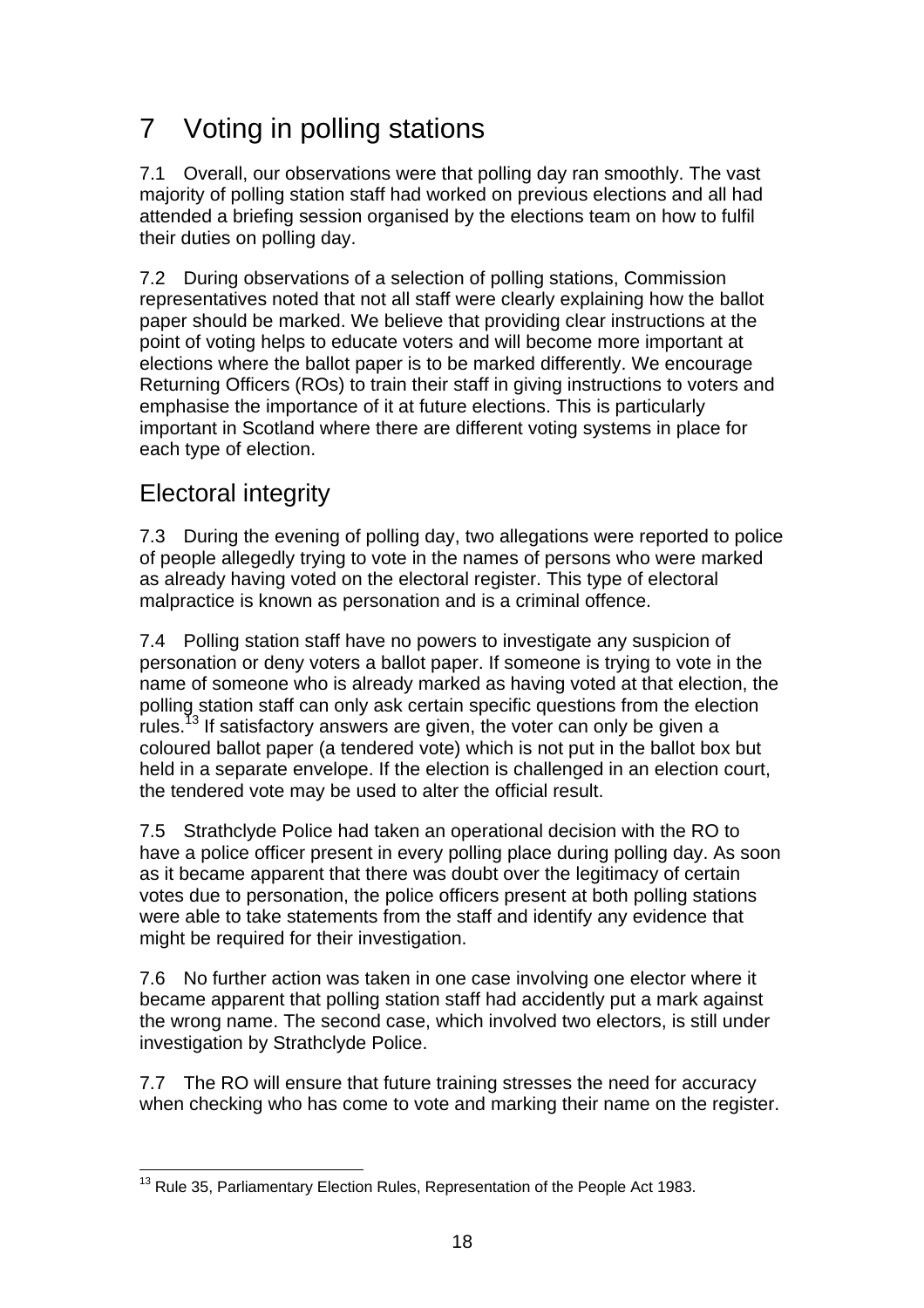# 7 Voting in polling stations

7.1 Overall, our observations were that polling day ran smoothly. The vast majority of polling station staff had worked on previous elections and all had attended a briefing session organised by the elections team on how to fulfil their duties on polling day.

7.2 During observations of a selection of polling stations, Commission representatives noted that not all staff were clearly explaining how the ballot paper should be marked. We believe that providing clear instructions at the point of voting helps to educate voters and will become more important at elections where the ballot paper is to be marked differently. We encourage Returning Officers (ROs) to train their staff in giving instructions to voters and emphasise the importance of it at future elections. This is particularly important in Scotland where there are different voting systems in place for each type of election.

## Electoral integrity

7.3 During the evening of polling day, two allegations were reported to police of people allegedly trying to vote in the names of persons who were marked as already having voted on the electoral register. This type of electoral malpractice is known as personation and is a criminal offence.

7.4 Polling station staff have no powers to investigate any suspicion of personation or deny voters a ballot paper. If someone is trying to vote in the name of someone who is already marked as having voted at that election, the polling station staff can only ask certain specific questions from the election rules.[13] If satisfactory answers are given, the voter can only be given a coloured ballot paper (a tendered vote) which is not put in the ballot box but held in a separate envelope. If the election is challenged in an election court, the tendered vote may be used to alter the official result.

7.5 Strathclyde Police had taken an operational decision with the RO to have a police officer present in every polling place during polling day. As soon as it became apparent that there was doubt over the legitimacy of certain votes due to personation, the police officers present at both polling stations were able to take statements from the staff and identify any evidence that might be required for their investigation.

7.6 No further action was taken in one case involving one elector where it became apparent that polling station staff had accidently put a mark against the wrong name. The second case, which involved two electors, is still under investigation by Strathclyde Police.

7.7 The RO will ensure that future training stresses the need for accuracy when checking who has come to vote and marking their name on the register.

[13] Rule 35, Parliamentary Election Rules, Representation of the People Act 1983.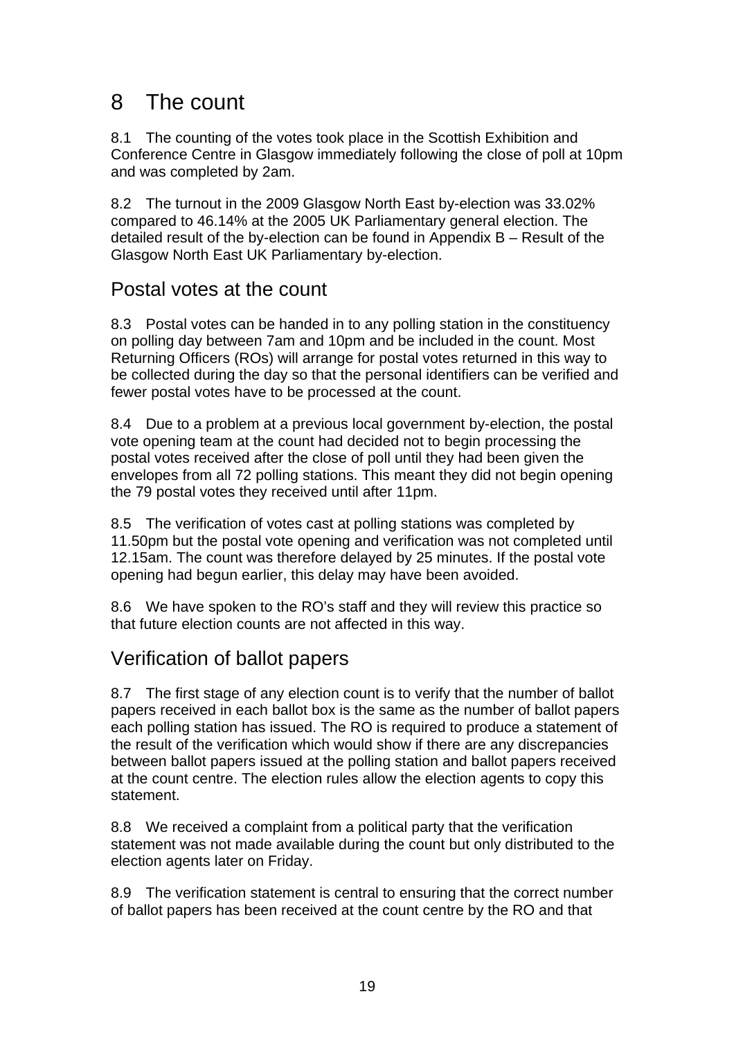# 8 The count

8.1 The counting of the votes took place in the Scottish Exhibition and Conference Centre in Glasgow immediately following the close of poll at 10pm and was completed by 2am.

8.2 The turnout in the 2009 Glasgow North East by-election was 33.02% compared to 46.14% at the 2005 UK Parliamentary general election. The detailed result of the by-election can be found in Appendix B – Result of the Glasgow North East UK Parliamentary by-election.

## Postal votes at the count

8.3 Postal votes can be handed in to any polling station in the constituency on polling day between 7am and 10pm and be included in the count. Most Returning Officers (ROs) will arrange for postal votes returned in this way to be collected during the day so that the personal identifiers can be verified and fewer postal votes have to be processed at the count.

8.4 Due to a problem at a previous local government by-election, the postal vote opening team at the count had decided not to begin processing the postal votes received after the close of poll until they had been given the envelopes from all 72 polling stations. This meant they did not begin opening the 79 postal votes they received until after 11pm.

8.5 The verification of votes cast at polling stations was completed by 11.50pm but the postal vote opening and verification was not completed until 12.15am. The count was therefore delayed by 25 minutes. If the postal vote opening had begun earlier, this delay may have been avoided.

8.6 We have spoken to the RO's staff and they will review this practice so that future election counts are not affected in this way.

## Verification of ballot papers

8.7 The first stage of any election count is to verify that the number of ballot papers received in each ballot box is the same as the number of ballot papers each polling station has issued. The RO is required to produce a statement of the result of the verification which would show if there are any discrepancies between ballot papers issued at the polling station and ballot papers received at the count centre. The election rules allow the election agents to copy this statement.

8.8 We received a complaint from a political party that the verification statement was not made available during the count but only distributed to the election agents later on Friday.

8.9 The verification statement is central to ensuring that the correct number of ballot papers has been received at the count centre by the RO and that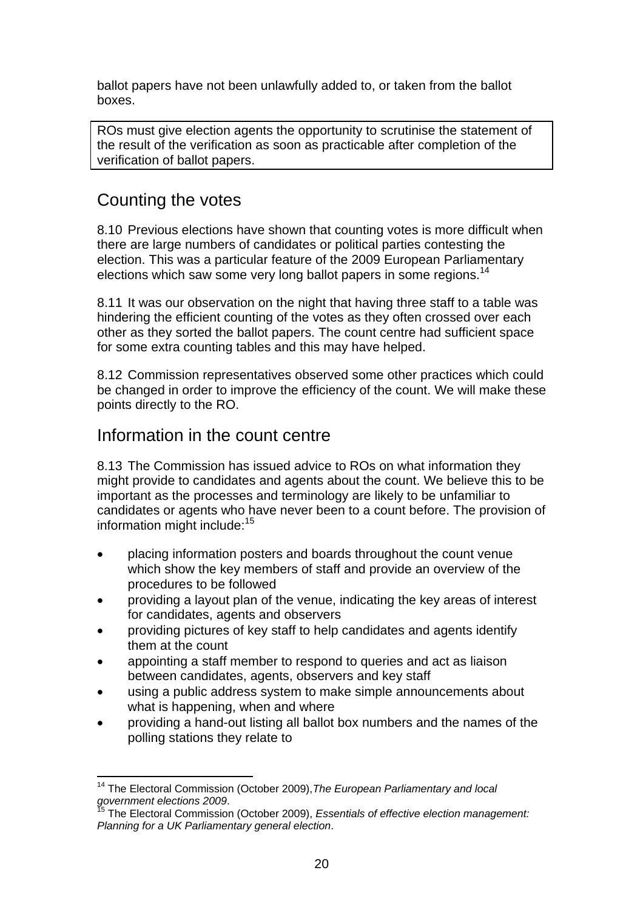ballot papers have not been unlawfully added to, or taken from the ballot boxes.

ROs must give election agents the opportunity to scrutinise the statement of the result of the verification as soon as practicable after completion of the verification of ballot papers.

## Counting the votes

8.10 Previous elections have shown that counting votes is more difficult when there are large numbers of candidates or political parties contesting the election. This was a particular feature of the 2009 European Parliamentary elections which saw some very long ballot papers in some regions.[14]

8.11 It was our observation on the night that having three staff to a table was hindering the efficient counting of the votes as they often crossed over each other as they sorted the ballot papers. The count centre had sufficient space for some extra counting tables and this may have helped.

8.12 Commission representatives observed some other practices which could be changed in order to improve the efficiency of the count. We will make these points directly to the RO.

## Information in the count centre

8.13 The Commission has issued advice to ROs on what information they might provide to candidates and agents about the count. We believe this to be important as the processes and terminology are likely to be unfamiliar to candidates or agents who have never been to a count before. The provision of information might include:[15]

- placing information posters and boards throughout the count venue which show the key members of staff and provide an overview of the procedures to be followed
- providing a layout plan of the venue, indicating the key areas of interest for candidates, agents and observers
- providing pictures of key staff to help candidates and agents identify them at the count
- appointing a staff member to respond to queries and act as liaison between candidates, agents, observers and key staff
- using a public address system to make simple announcements about what is happening, when and where
- providing a hand-out listing all ballot box numbers and the names of the polling stations they relate to

[14] The Electoral Commission (October 2009), *The European Parliamentary and local government elections 2009*.

[15] The Electoral Commission (October 2009), *Essentials of effective election management: Planning for a UK Parliamentary general election*.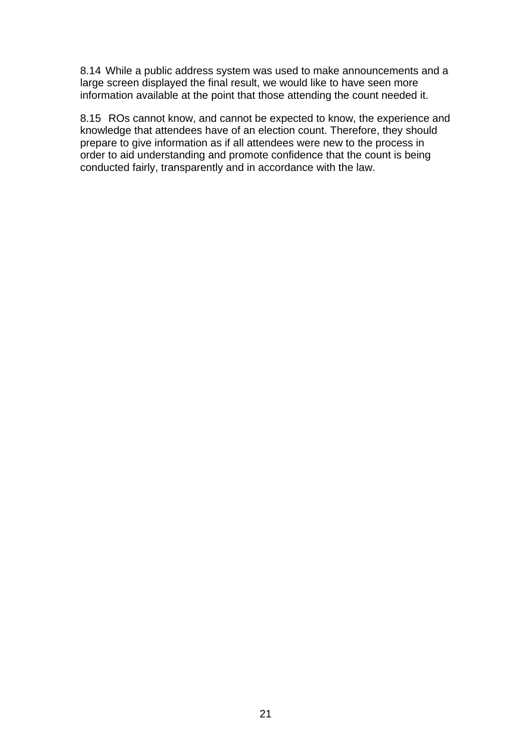8.14 While a public address system was used to make announcements and a large screen displayed the final result, we would like to have seen more information available at the point that those attending the count needed it.

8.15 ROs cannot know, and cannot be expected to know, the experience and knowledge that attendees have of an election count. Therefore, they should prepare to give information as if all attendees were new to the process in order to aid understanding and promote confidence that the count is being conducted fairly, transparently and in accordance with the law.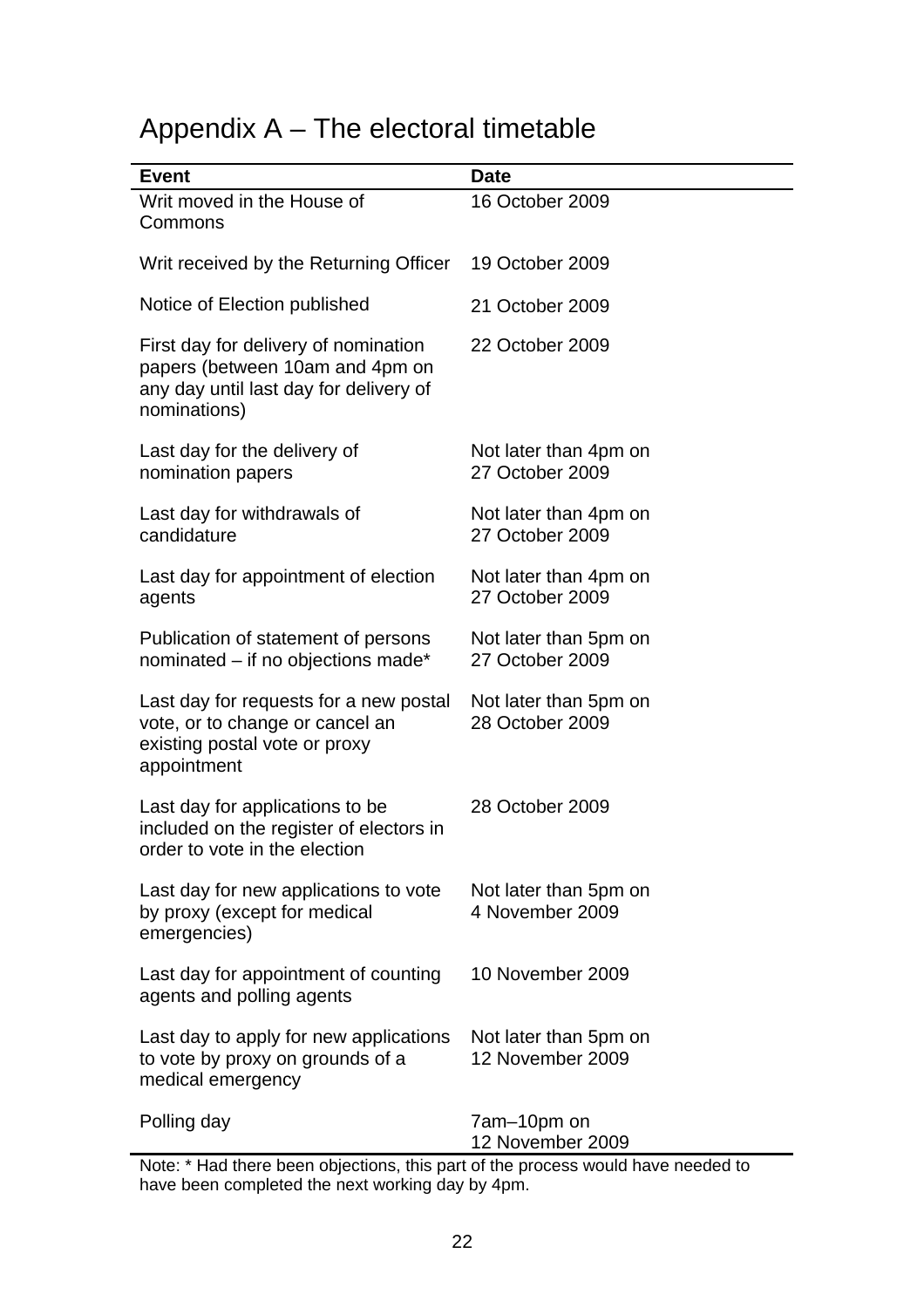# Appendix A – The electoral timetable

| Event | Date |
|---|---|
| Writ moved in the House of Commons | 16 October 2009 |
| Writ received by the Returning Officer | 19 October 2009 |
| Notice of Election published | 21 October 2009 |
| First day for delivery of nomination papers (between 10am and 4pm on any day until last day for delivery of nominations) | 22 October 2009 |
| Last day for the delivery of nomination papers | Not later than 4pm on 27 October 2009 |
| Last day for withdrawals of candidature | Not later than 4pm on 27 October 2009 |
| Last day for appointment of election agents | Not later than 4pm on 27 October 2009 |
| Publication of statement of persons nominated – if no objections made* | Not later than 5pm on 27 October 2009 |
| Last day for requests for a new postal vote, or to change or cancel an existing postal vote or proxy appointment | Not later than 5pm on 28 October 2009 |
| Last day for applications to be included on the register of electors in order to vote in the election | 28 October 2009 |
| Last day for new applications to vote by proxy (except for medical emergencies) | Not later than 5pm on 4 November 2009 |
| Last day for appointment of counting agents and polling agents | 10 November 2009 |
| Last day to apply for new applications to vote by proxy on grounds of a medical emergency | Not later than 5pm on 12 November 2009 |
| Polling day | 7am–10pm on 12 November 2009 |

Note: * Had there been objections, this part of the process would have needed to have been completed the next working day by 4pm.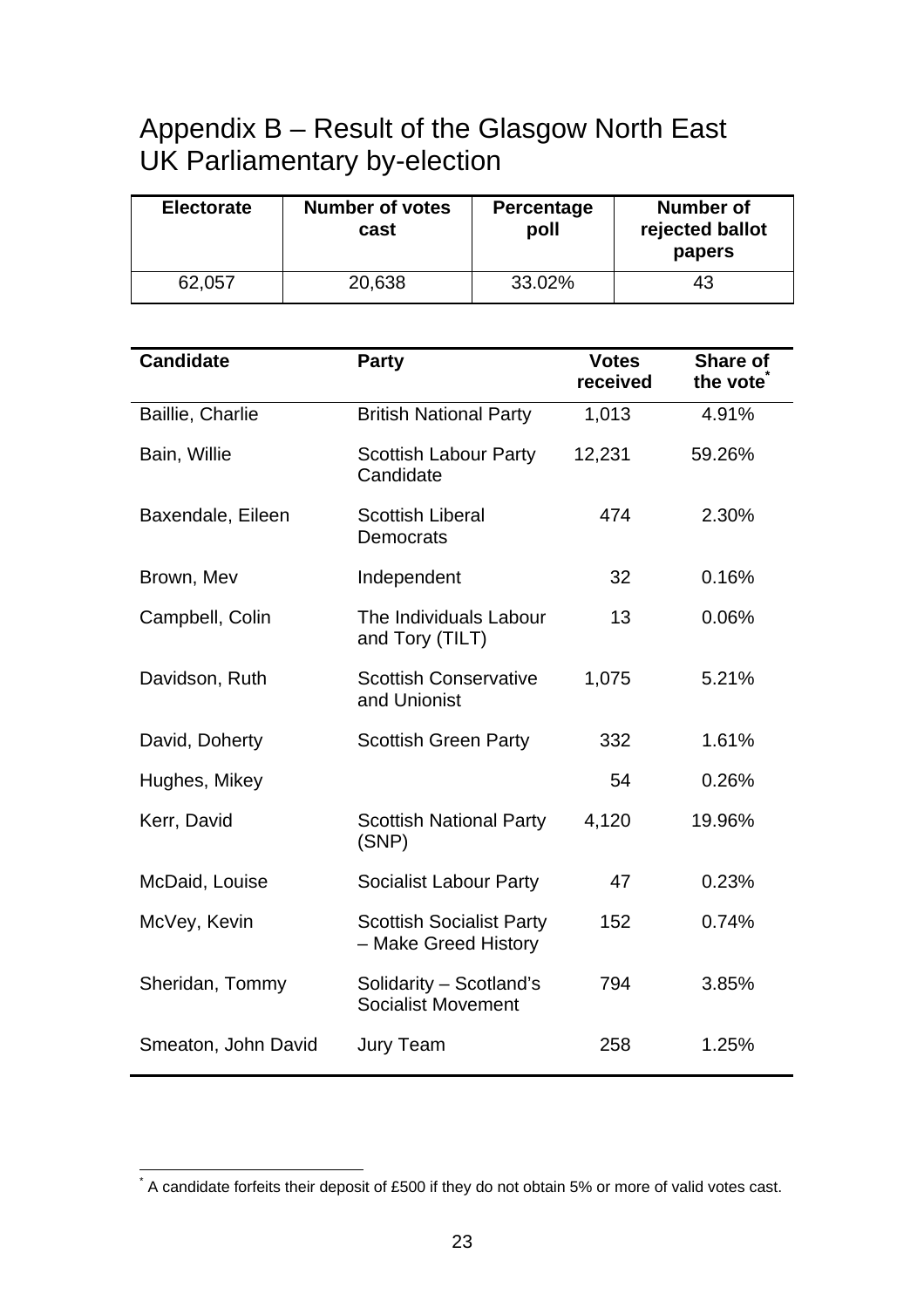# Appendix B – Result of the Glasgow North East UK Parliamentary by-election

| Electorate | Number of votes cast | Percentage poll | Number of rejected ballot papers |
|---|---|---|---|
| 62,057 | 20,638 | 33.02% | 43 |

| Candidate | Party | Votes received | Share of the vote* |
|---|---|---|---|
| Baillie, Charlie | British National Party | 1,013 | 4.91% |
| Bain, Willie | Scottish Labour Party Candidate | 12,231 | 59.26% |
| Baxendale, Eileen | Scottish Liberal Democrats | 474 | 2.30% |
| Brown, Mev | Independent | 32 | 0.16% |
| Campbell, Colin | The Individuals Labour and Tory (TILT) | 13 | 0.06% |
| Davidson, Ruth | Scottish Conservative and Unionist | 1,075 | 5.21% |
| David, Doherty | Scottish Green Party | 332 | 1.61% |
| Hughes, Mikey | | 54 | 0.26% |
| Kerr, David | Scottish National Party (SNP) | 4,120 | 19.96% |
| McDaid, Louise | Socialist Labour Party | 47 | 0.23% |
| McVey, Kevin | Scottish Socialist Party – Make Greed History | 152 | 0.74% |
| Sheridan, Tommy | Solidarity – Scotland's Socialist Movement | 794 | 3.85% |
| Smeaton, John David | Jury Team | 258 | 1.25% |

* A candidate forfeits their deposit of £500 if they do not obtain 5% or more of valid votes cast.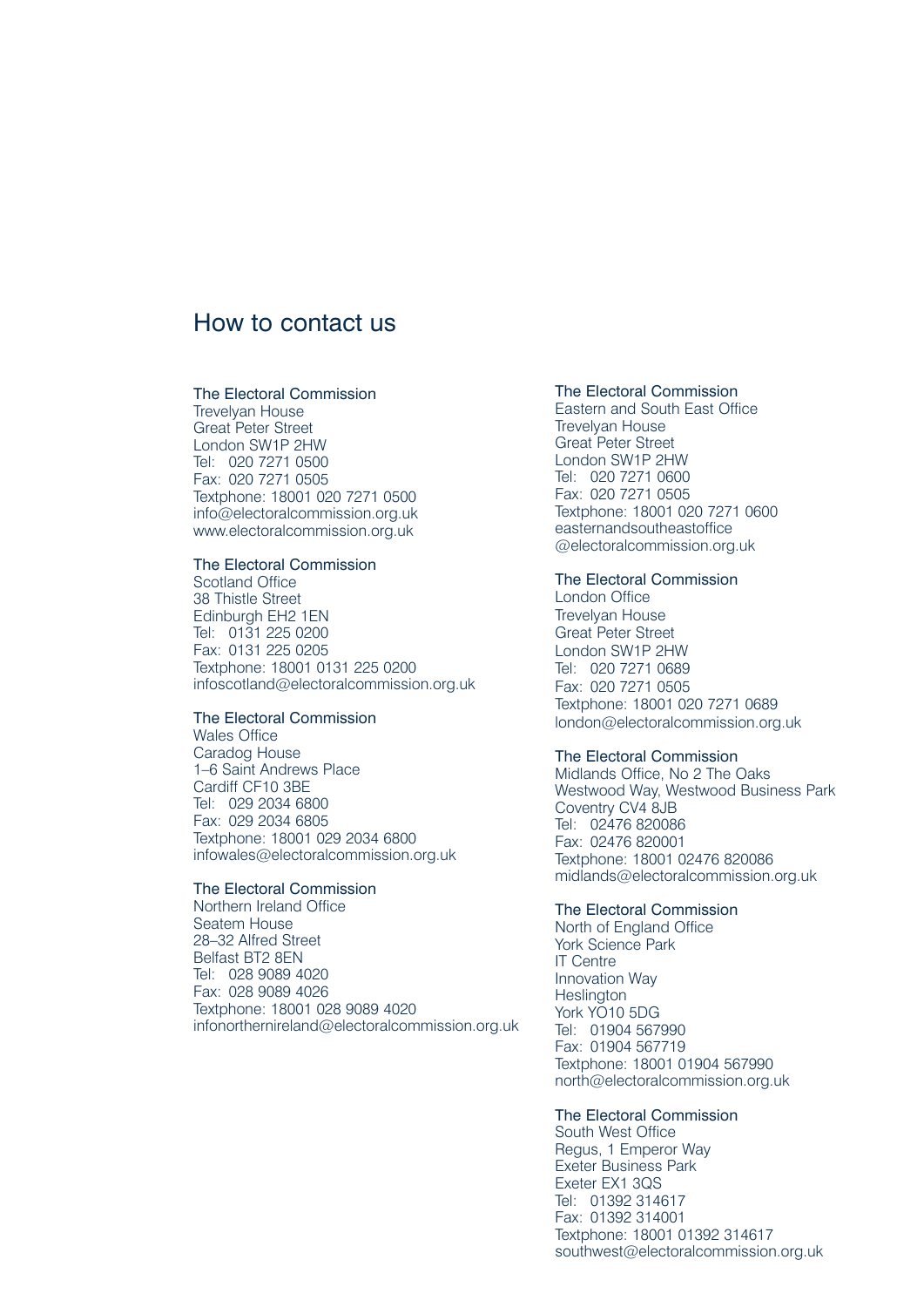# How to contact us

**The Electoral Commission**
Trevelyan House
Great Peter Street
London SW1P 2HW
Tel: 020 7271 0500
Fax: 020 7271 0505
Textphone: 18001 020 7271 0500
info@electoralcommission.org.uk
www.electoralcommission.org.uk

**The Electoral Commission**
Scotland Office
38 Thistle Street
Edinburgh EH2 1EN
Tel: 0131 225 0200
Fax: 0131 225 0205
Textphone: 18001 0131 225 0200
infoscotland@electoralcommission.org.uk

**The Electoral Commission**
Wales Office
Caradog House
1–6 Saint Andrews Place
Cardiff CF10 3BE
Tel: 029 2034 6800
Fax: 029 2034 6805
Textphone: 18001 029 2034 6800
infowales@electoralcommission.org.uk

**The Electoral Commission**
Northern Ireland Office
Seatem House
28–32 Alfred Street
Belfast BT2 8EN
Tel: 028 9089 4020
Fax: 028 9089 4026
Textphone: 18001 028 9089 4020
infonorthernireland@electoralcommission.org.uk

**The Electoral Commission**
Eastern and South East Office
Trevelyan House
Great Peter Street
London SW1P 2HW
Tel: 020 7271 0600
Fax: 020 7271 0505
Textphone: 18001 020 7271 0600
easternandsoutheastoffice
@electoralcommission.org.uk

**The Electoral Commission**
London Office
Trevelyan House
Great Peter Street
London SW1P 2HW
Tel: 020 7271 0689
Fax: 020 7271 0505
Textphone: 18001 020 7271 0689
london@electoralcommission.org.uk

**The Electoral Commission**
Midlands Office, No 2 The Oaks
Westwood Way, Westwood Business Park
Coventry CV4 8JB
Tel: 02476 820086
Fax: 02476 820001
Textphone: 18001 02476 820086
midlands@electoralcommission.org.uk

**The Electoral Commission**
North of England Office
York Science Park
IT Centre
Innovation Way
Heslington
York YO10 5DG
Tel: 01904 567990
Fax: 01904 567719
Textphone: 18001 01904 567990
north@electoralcommission.org.uk

**The Electoral Commission**
South West Office
Regus, 1 Emperor Way
Exeter Business Park
Exeter EX1 3QS
Tel: 01392 314617
Fax: 01392 314001
Textphone: 18001 01392 314617
southwest@electoralcommission.org.uk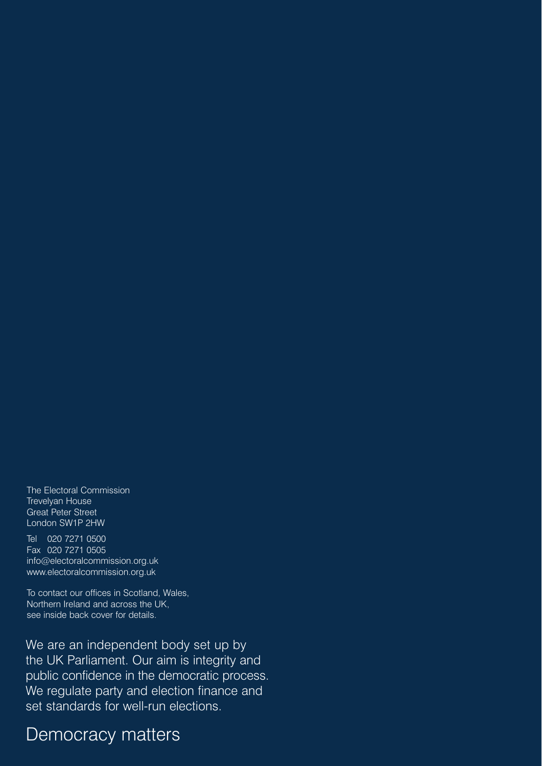The Electoral Commission
Trevelyan House
Great Peter Street
London SW1P 2HW

Tel 020 7271 0500
Fax 020 7271 0505
info@electoralcommission.org.uk
www.electoralcommission.org.uk

To contact our offices in Scotland, Wales, Northern Ireland and across the UK, see inside back cover for details.

We are an independent body set up by the UK Parliament. Our aim is integrity and public confidence in the democratic process. We regulate party and election finance and set standards for well-run elections.

Democracy matters